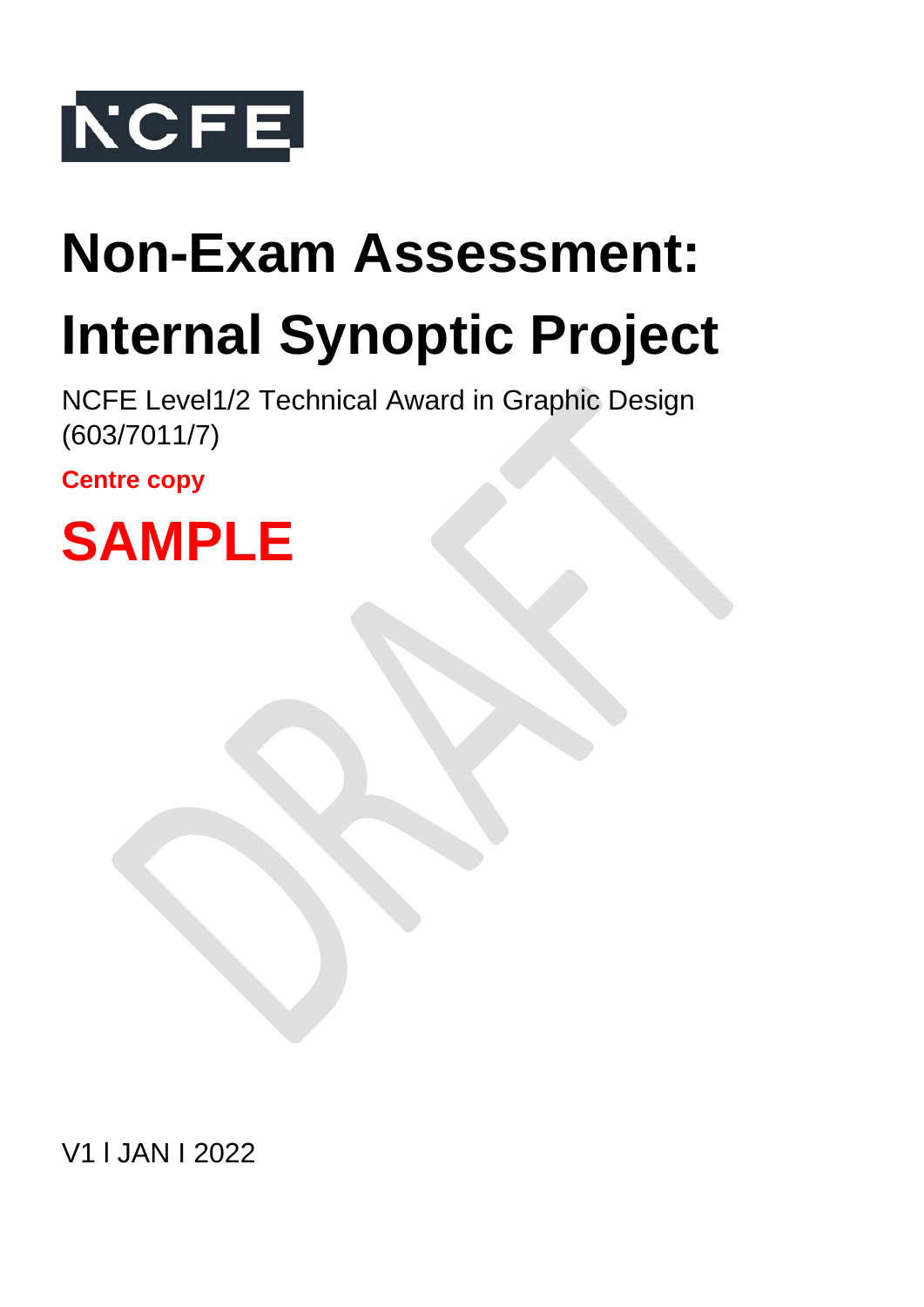NCFE

# Non-Exam Assessment: Internal Synoptic Project

NCFE Level1/2 Technical Award in Graphic Design (603/7011/7)

**Centre copy**

# SAMPLE

DRAFT

V1 l JAN I 2022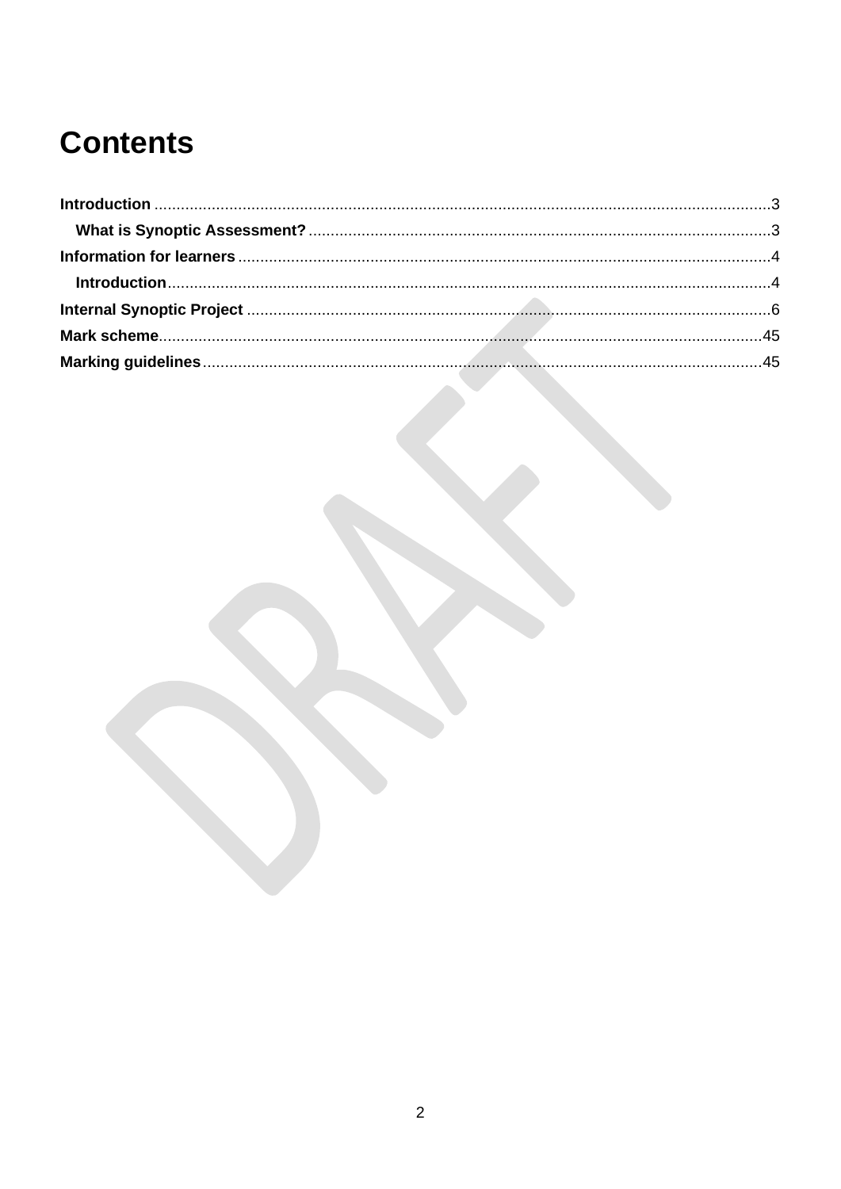# Contents

**Introduction** ..........................................................................................................................................3

**What is Synoptic Assessment?** .......................................................................................................3

**Information for learners** .......................................................................................................................4

**Introduction**.......................................................................................................................................4

**Internal Synoptic Project** .....................................................................................................................6

**Mark scheme**.......................................................................................................................................45

**Marking guidelines**.............................................................................................................................45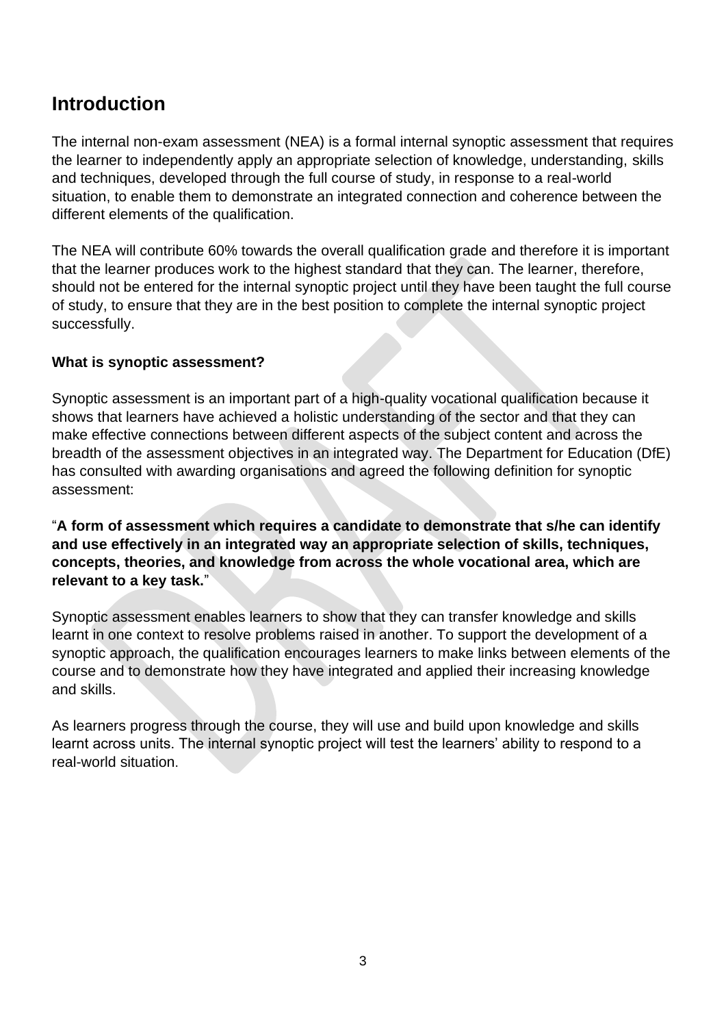## Introduction

The internal non-exam assessment (NEA) is a formal internal synoptic assessment that requires the learner to independently apply an appropriate selection of knowledge, understanding, skills and techniques, developed through the full course of study, in response to a real-world situation, to enable them to demonstrate an integrated connection and coherence between the different elements of the qualification.

The NEA will contribute 60% towards the overall qualification grade and therefore it is important that the learner produces work to the highest standard that they can. The learner, therefore, should not be entered for the internal synoptic project until they have been taught the full course of study, to ensure that they are in the best position to complete the internal synoptic project successfully.

**What is synoptic assessment?**

Synoptic assessment is an important part of a high-quality vocational qualification because it shows that learners have achieved a holistic understanding of the sector and that they can make effective connections between different aspects of the subject content and across the breadth of the assessment objectives in an integrated way. The Department for Education (DfE) has consulted with awarding organisations and agreed the following definition for synoptic assessment:

"**A form of assessment which requires a candidate to demonstrate that s/he can identify and use effectively in an integrated way an appropriate selection of skills, techniques, concepts, theories, and knowledge from across the whole vocational area, which are relevant to a key task.**"

Synoptic assessment enables learners to show that they can transfer knowledge and skills learnt in one context to resolve problems raised in another. To support the development of a synoptic approach, the qualification encourages learners to make links between elements of the course and to demonstrate how they have integrated and applied their increasing knowledge and skills.

As learners progress through the course, they will use and build upon knowledge and skills learnt across units. The internal synoptic project will test the learners' ability to respond to a real-world situation.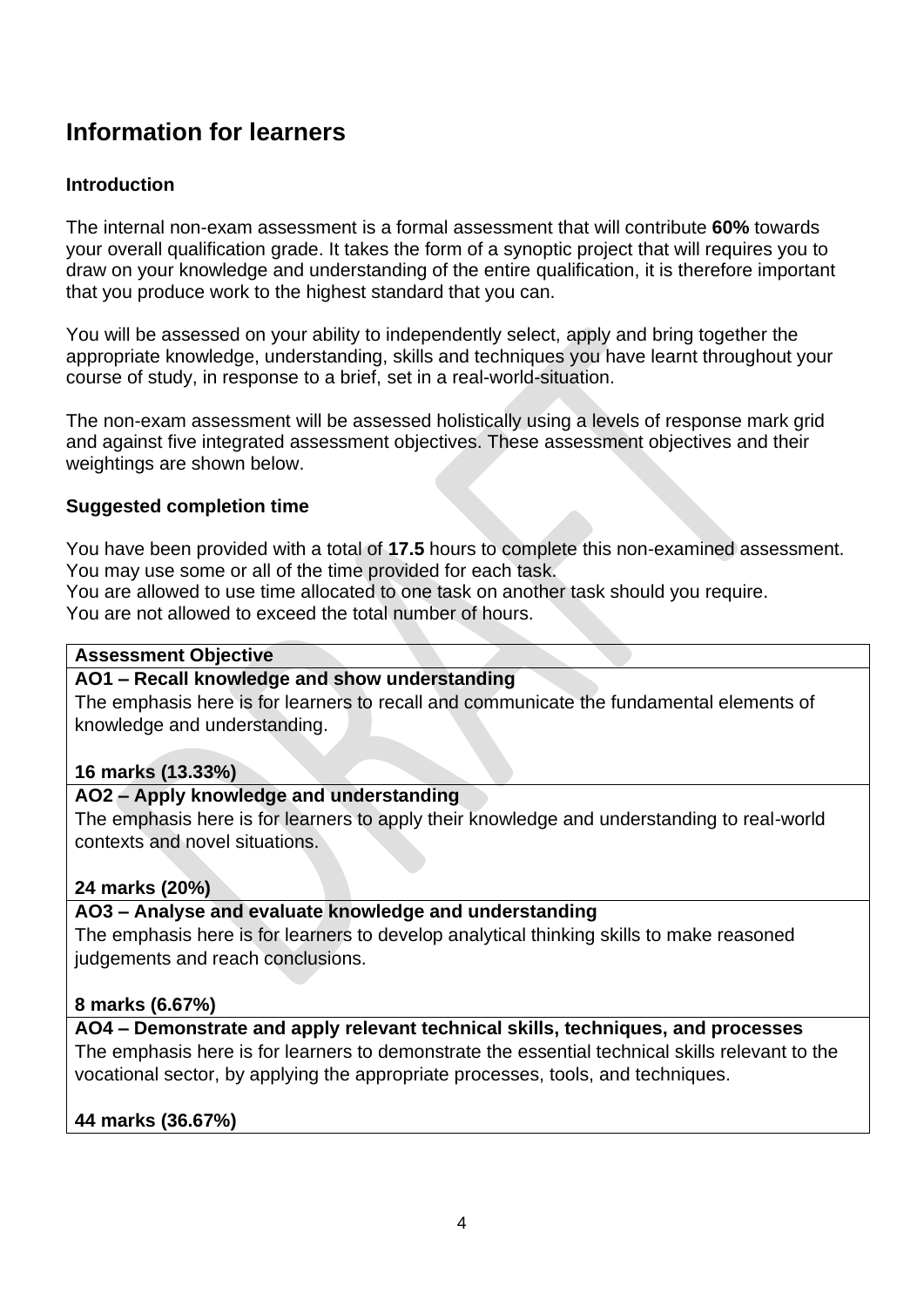# Information for learners

### Introduction

The internal non-exam assessment is a formal assessment that will contribute **60%** towards your overall qualification grade. It takes the form of a synoptic project that will requires you to draw on your knowledge and understanding of the entire qualification, it is therefore important that you produce work to the highest standard that you can.

You will be assessed on your ability to independently select, apply and bring together the appropriate knowledge, understanding, skills and techniques you have learnt throughout your course of study, in response to a brief, set in a real-world-situation.

The non-exam assessment will be assessed holistically using a levels of response mark grid and against five integrated assessment objectives. These assessment objectives and their weightings are shown below.

### Suggested completion time

You have been provided with a total of **17.5** hours to complete this non-examined assessment.
You may use some or all of the time provided for each task.
You are allowed to use time allocated to one task on another task should you require.
You are not allowed to exceed the total number of hours.

| **Assessment Objective** |
| --- |
| **AO1 – Recall knowledge and show understanding**<br>The emphasis here is for learners to recall and communicate the fundamental elements of knowledge and understanding.<br><br>**16 marks (13.33%)** |
| **AO2 – Apply knowledge and understanding**<br>The emphasis here is for learners to apply their knowledge and understanding to real-world contexts and novel situations.<br><br>**24 marks (20%)** |
| **AO3 – Analyse and evaluate knowledge and understanding**<br>The emphasis here is for learners to develop analytical thinking skills to make reasoned judgements and reach conclusions.<br><br>**8 marks (6.67%)** |
| **AO4 – Demonstrate and apply relevant technical skills, techniques, and processes**<br>The emphasis here is for learners to demonstrate the essential technical skills relevant to the vocational sector, by applying the appropriate processes, tools, and techniques.<br><br>**44 marks (36.67%)** |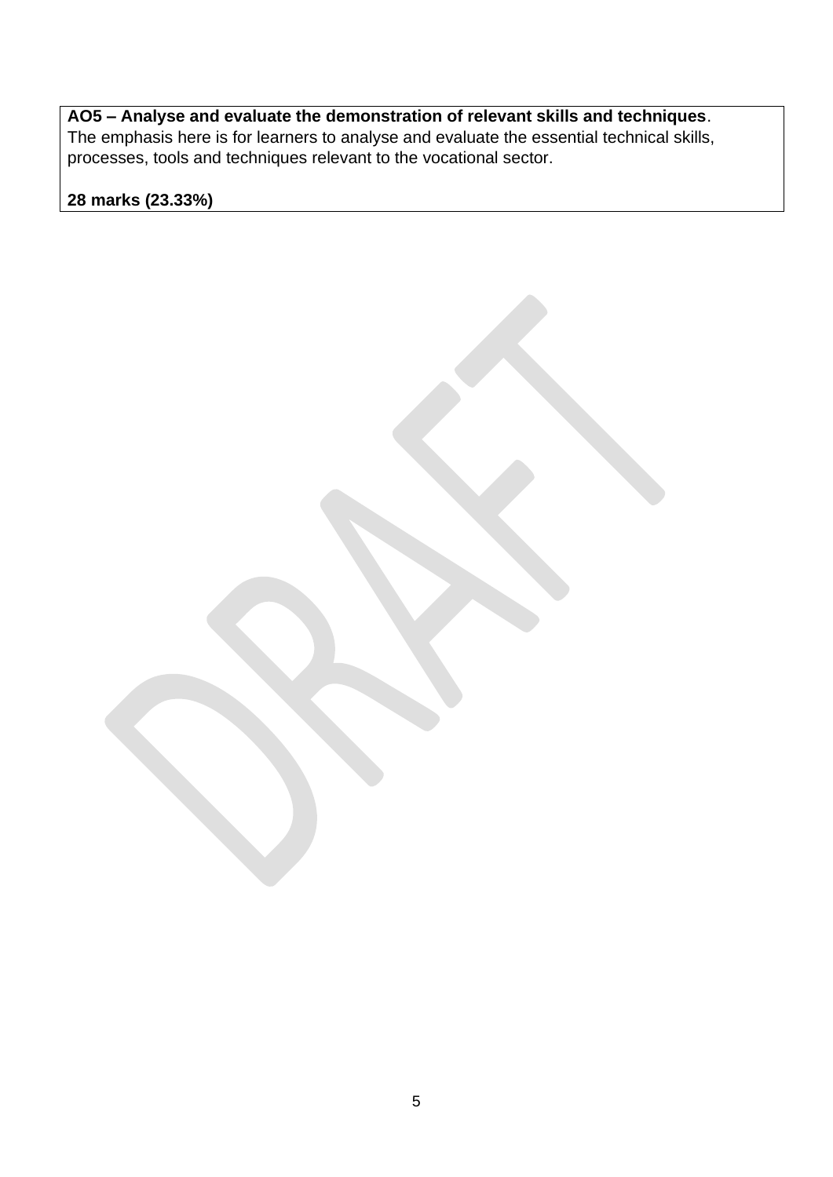**AO5 – Analyse and evaluate the demonstration of relevant skills and techniques**.
The emphasis here is for learners to analyse and evaluate the essential technical skills, processes, tools and techniques relevant to the vocational sector.

**28 marks (23.33%)**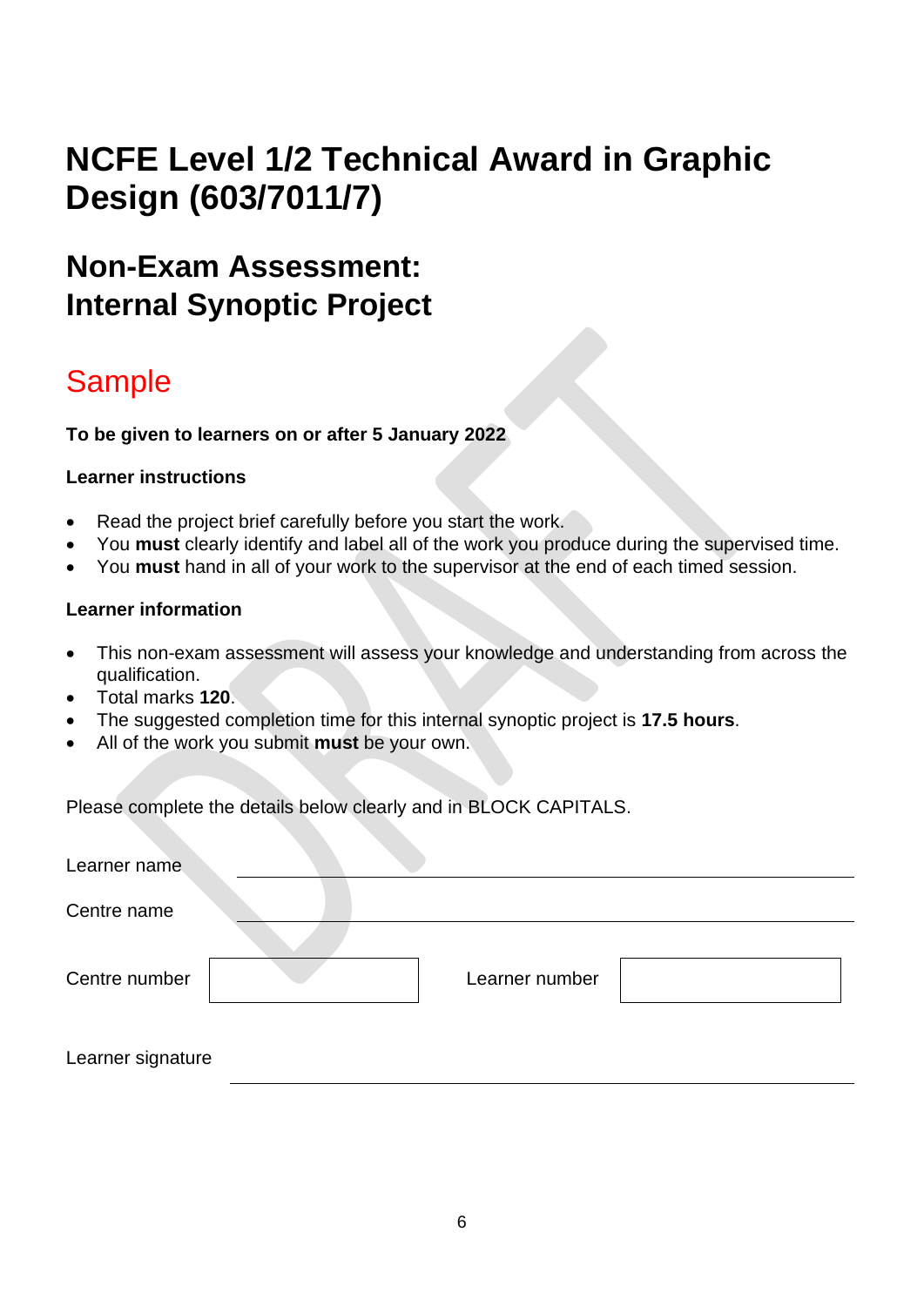# NCFE Level 1/2 Technical Award in Graphic Design (603/7011/7)

## Non-Exam Assessment: Internal Synoptic Project

## Sample

**To be given to learners on or after 5 January 2022**

**Learner instructions**

- Read the project brief carefully before you start the work.
- You **must** clearly identify and label all of the work you produce during the supervised time.
- You **must** hand in all of your work to the supervisor at the end of each timed session.

**Learner information**

- This non-exam assessment will assess your knowledge and understanding from across the qualification.
- Total marks **120**.
- The suggested completion time for this internal synoptic project is **17.5 hours**.
- All of the work you submit **must** be your own.

Please complete the details below clearly and in BLOCK CAPITALS.

Learner name ______________________________

Centre name ______________________________

Centre number [ ] Learner number [ ]

Learner signature ______________________________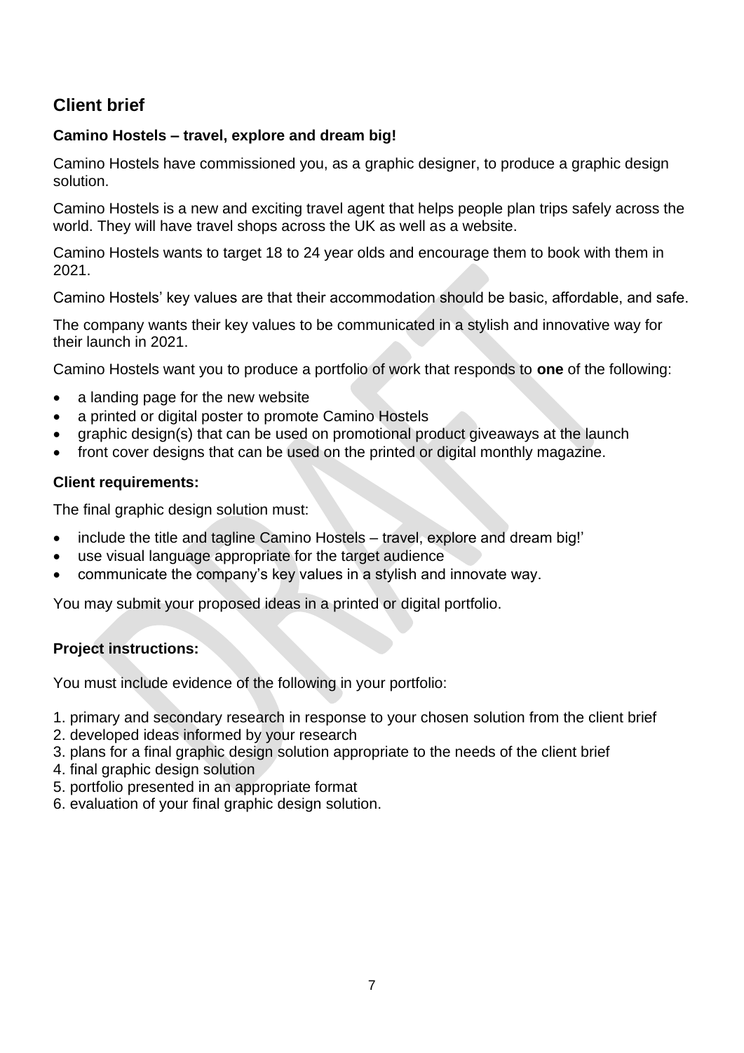## Client brief

**Camino Hostels – travel, explore and dream big!**

Camino Hostels have commissioned you, as a graphic designer, to produce a graphic design solution.

Camino Hostels is a new and exciting travel agent that helps people plan trips safely across the world. They will have travel shops across the UK as well as a website.

Camino Hostels wants to target 18 to 24 year olds and encourage them to book with them in 2021.

Camino Hostels' key values are that their accommodation should be basic, affordable, and safe.

The company wants their key values to be communicated in a stylish and innovative way for their launch in 2021.

Camino Hostels want you to produce a portfolio of work that responds to **one** of the following:

- a landing page for the new website
- a printed or digital poster to promote Camino Hostels
- graphic design(s) that can be used on promotional product giveaways at the launch
- front cover designs that can be used on the printed or digital monthly magazine.

**Client requirements:**

The final graphic design solution must:

- include the title and tagline Camino Hostels – travel, explore and dream big!'
- use visual language appropriate for the target audience
- communicate the company's key values in a stylish and innovate way.

You may submit your proposed ideas in a printed or digital portfolio.

**Project instructions:**

You must include evidence of the following in your portfolio:

1. primary and secondary research in response to your chosen solution from the client brief
2. developed ideas informed by your research
3. plans for a final graphic design solution appropriate to the needs of the client brief
4. final graphic design solution
5. portfolio presented in an appropriate format
6. evaluation of your final graphic design solution.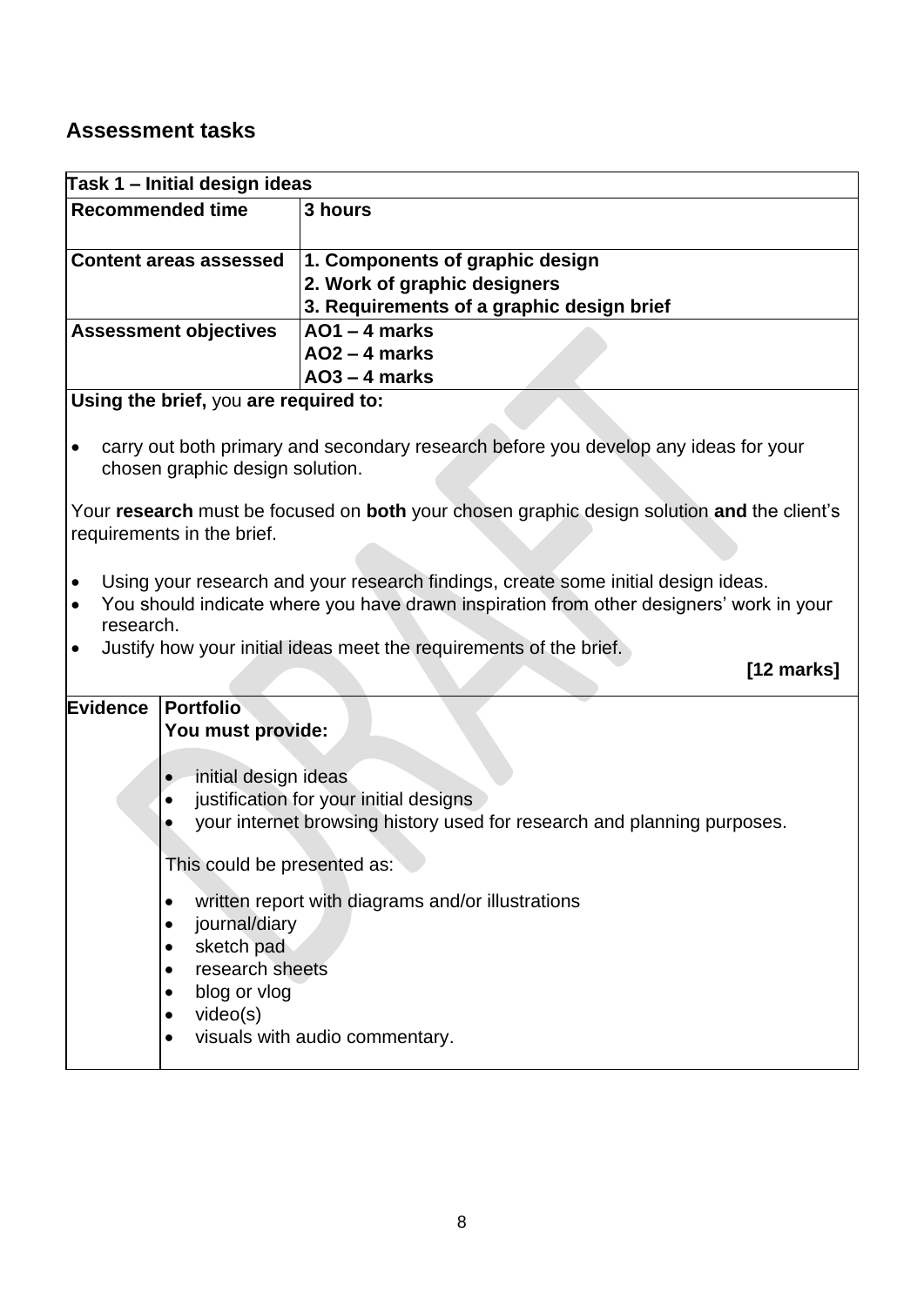## Assessment tasks

| Task 1 – Initial design ideas | |
|---|---|
| **Recommended time** | **3 hours** |
| **Content areas assessed** | **1. Components of graphic design**<br>**2. Work of graphic designers**<br>**3. Requirements of a graphic design brief** |
| **Assessment objectives** | **AO1 – 4 marks**<br>**AO2 – 4 marks**<br>**AO3 – 4 marks** |
| **Using the brief,** you **are required to:**<br><br>• carry out both primary and secondary research before you develop any ideas for your chosen graphic design solution.<br><br>Your **research** must be focused on **both** your chosen graphic design solution **and** the client's requirements in the brief.<br><br>• Using your research and your research findings, create some initial design ideas.<br>• You should indicate where you have drawn inspiration from other designers' work in your research.<br>• Justify how your initial ideas meet the requirements of the brief.<br><br>**[12 marks]** | |
| **Evidence** | **Portfolio**<br>**You must provide:**<br><br>• initial design ideas<br>• justification for your initial designs<br>• your internet browsing history used for research and planning purposes.<br><br>This could be presented as:<br><br>• written report with diagrams and/or illustrations<br>• journal/diary<br>• sketch pad<br>• research sheets<br>• blog or vlog<br>• video(s)<br>• visuals with audio commentary. |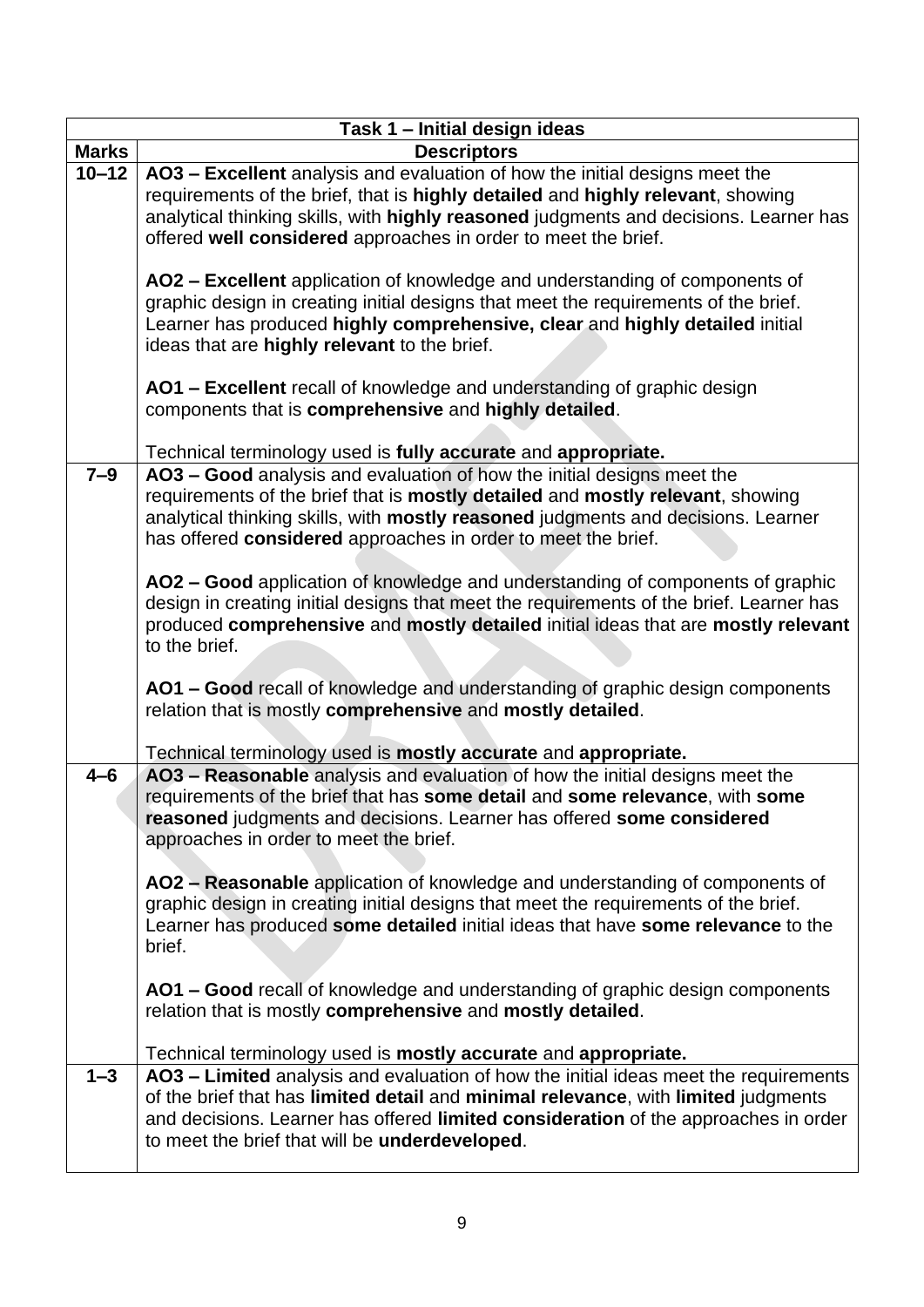| Task 1 – Initial design ideas | |
|---|---|
| **Marks** | **Descriptors** |
| **10–12** | **AO3 – Excellent** analysis and evaluation of how the initial designs meet the requirements of the brief, that is **highly detailed** and **highly relevant**, showing analytical thinking skills, with **highly reasoned** judgments and decisions. Learner has offered **well considered** approaches in order to meet the brief.<br><br>**AO2 – Excellent** application of knowledge and understanding of components of graphic design in creating initial designs that meet the requirements of the brief. Learner has produced **highly comprehensive, clear** and **highly detailed** initial ideas that are **highly relevant** to the brief.<br><br>**AO1 – Excellent** recall of knowledge and understanding of graphic design components that is **comprehensive** and **highly detailed**.<br><br>Technical terminology used is **fully accurate** and **appropriate.** |
| **7–9** | **AO3 – Good** analysis and evaluation of how the initial designs meet the requirements of the brief that is **mostly detailed** and **mostly relevant**, showing analytical thinking skills, with **mostly reasoned** judgments and decisions. Learner has offered **considered** approaches in order to meet the brief.<br><br>**AO2 – Good** application of knowledge and understanding of components of graphic design in creating initial designs that meet the requirements of the brief. Learner has produced **comprehensive** and **mostly detailed** initial ideas that are **mostly relevant** to the brief.<br><br>**AO1 – Good** recall of knowledge and understanding of graphic design components relation that is mostly **comprehensive** and **mostly detailed**.<br><br>Technical terminology used is **mostly accurate** and **appropriate.** |
| **4–6** | **AO3 – Reasonable** analysis and evaluation of how the initial designs meet the requirements of the brief that has **some detail** and **some relevance**, with **some reasoned** judgments and decisions. Learner has offered **some considered** approaches in order to meet the brief.<br><br>**AO2 – Reasonable** application of knowledge and understanding of components of graphic design in creating initial designs that meet the requirements of the brief. Learner has produced **some detailed** initial ideas that have **some relevance** to the brief.<br><br>**AO1 – Good** recall of knowledge and understanding of graphic design components relation that is mostly **comprehensive** and **mostly detailed**.<br><br>Technical terminology used is **mostly accurate** and **appropriate.** |
| **1–3** | **AO3 – Limited** analysis and evaluation of how the initial ideas meet the requirements of the brief that has **limited detail** and **minimal relevance**, with **limited** judgments and decisions. Learner has offered **limited consideration** of the approaches in order to meet the brief that will be **underdeveloped**. |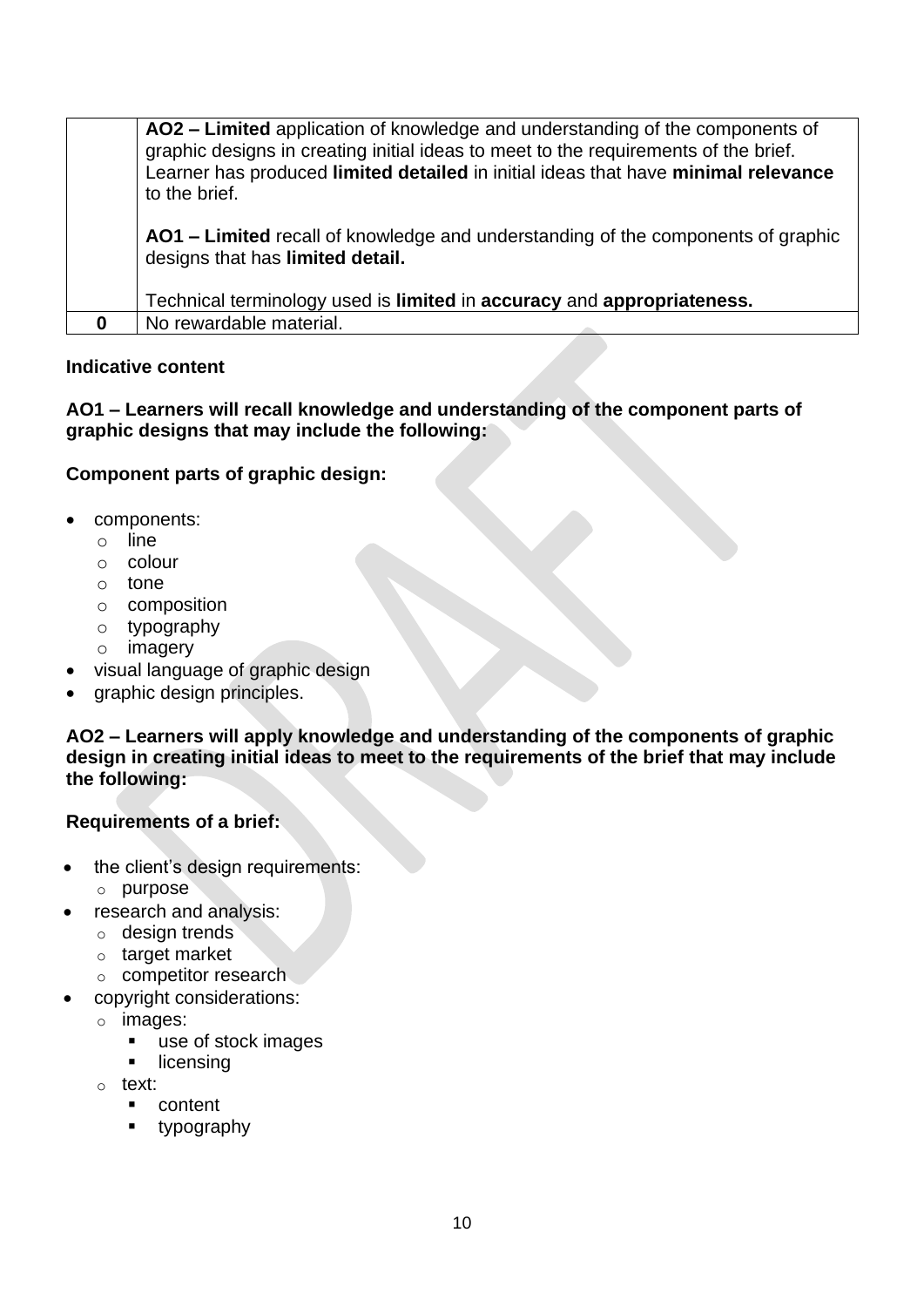| | |
|---|---|
| | **AO2 – Limited** application of knowledge and understanding of the components of graphic designs in creating initial ideas to meet to the requirements of the brief. Learner has produced **limited detailed** in initial ideas that have **minimal relevance** to the brief.<br><br>**AO1 – Limited** recall of knowledge and understanding of the components of graphic designs that has **limited detail.**<br><br>Technical terminology used is **limited** in **accuracy** and **appropriateness.** |
| **0** | No rewardable material. |

**Indicative content**

**AO1 – Learners will recall knowledge and understanding of the component parts of graphic designs that may include the following:**

**Component parts of graphic design:**

- components:
  - line
  - colour
  - tone
  - composition
  - typography
  - imagery
- visual language of graphic design
- graphic design principles.

**AO2 – Learners will apply knowledge and understanding of the components of graphic design in creating initial ideas to meet to the requirements of the brief that may include the following:**

**Requirements of a brief:**

- the client's design requirements:
  - purpose
- research and analysis:
  - design trends
  - target market
  - competitor research
- copyright considerations:
  - images:
    - use of stock images
    - licensing
  - text:
    - content
    - typography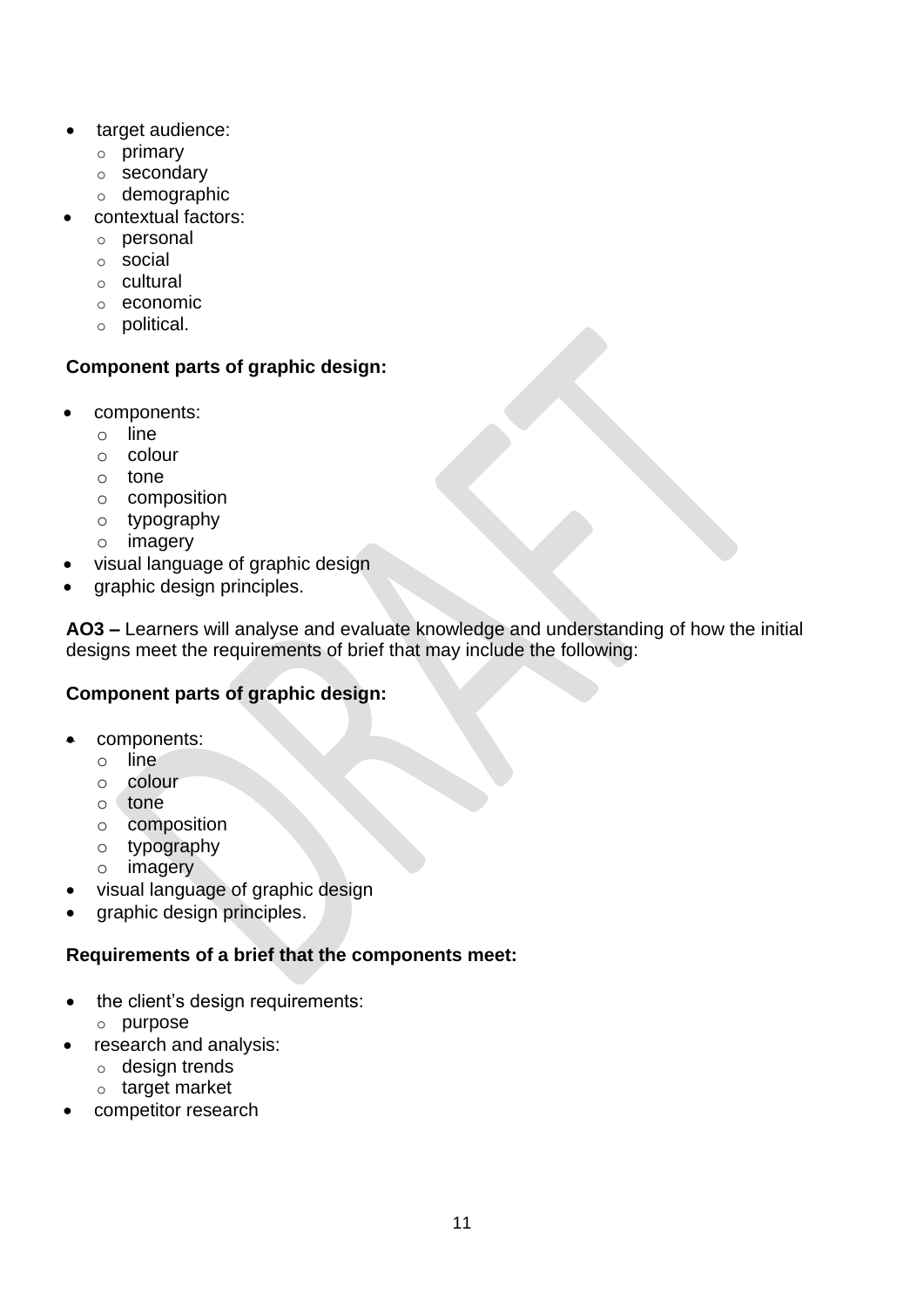- target audience:
  - primary
  - secondary
  - demographic
- contextual factors:
  - personal
  - social
  - cultural
  - economic
  - political.

**Component parts of graphic design:**

- components:
  - line
  - colour
  - tone
  - composition
  - typography
  - imagery
- visual language of graphic design
- graphic design principles.

**AO3 –** Learners will analyse and evaluate knowledge and understanding of how the initial designs meet the requirements of brief that may include the following:

**Component parts of graphic design:**

- components:
  - line
  - colour
  - tone
  - composition
  - typography
  - imagery
- visual language of graphic design
- graphic design principles.

**Requirements of a brief that the components meet:**

- the client's design requirements:
  - purpose
- research and analysis:
  - design trends
  - target market
- competitor research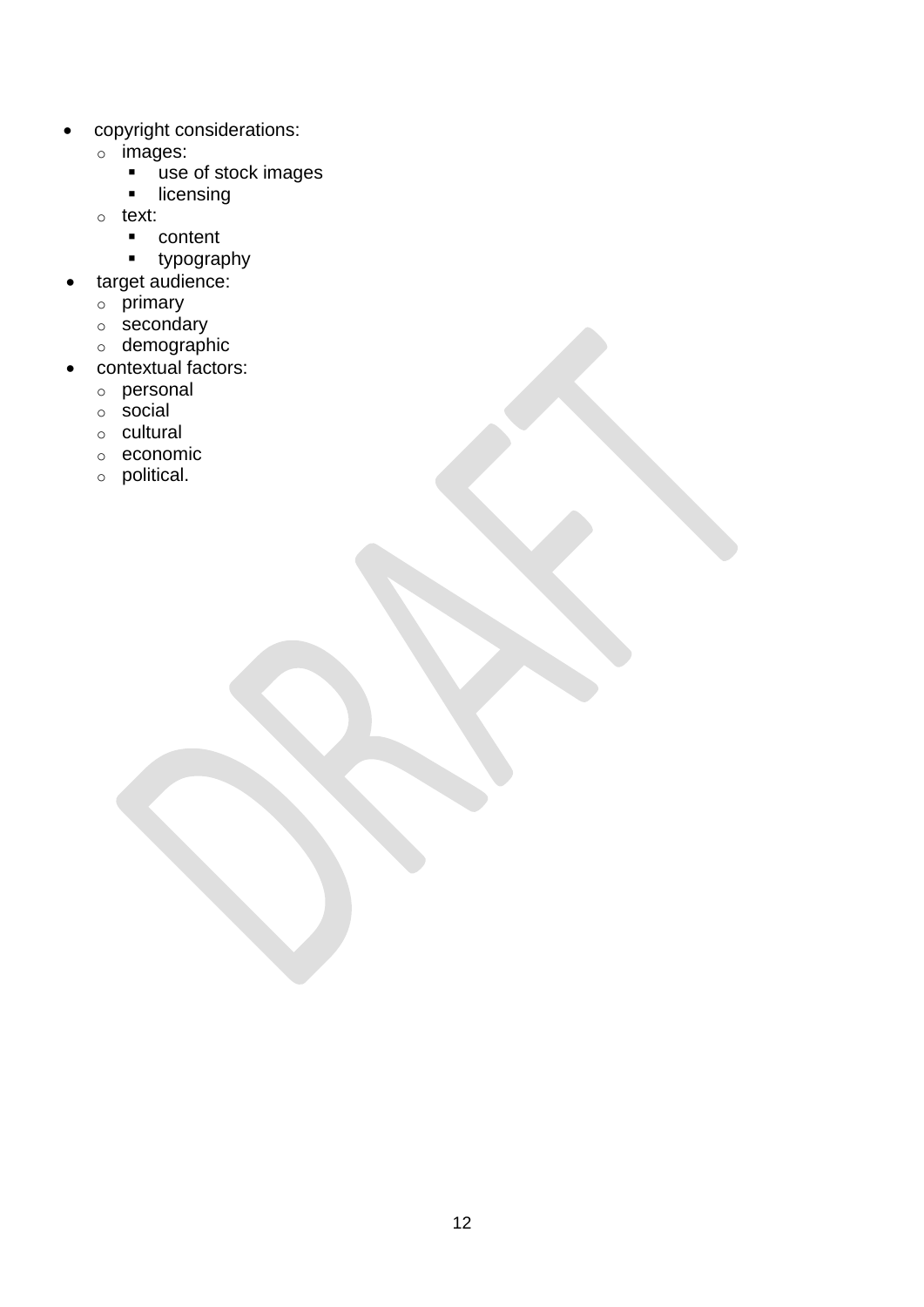- copyright considerations:
  - images:
    - use of stock images
    - licensing
  - text:
    - content
    - typography
- target audience:
  - primary
  - secondary
  - demographic
- contextual factors:
  - personal
  - social
  - cultural
  - economic
  - political.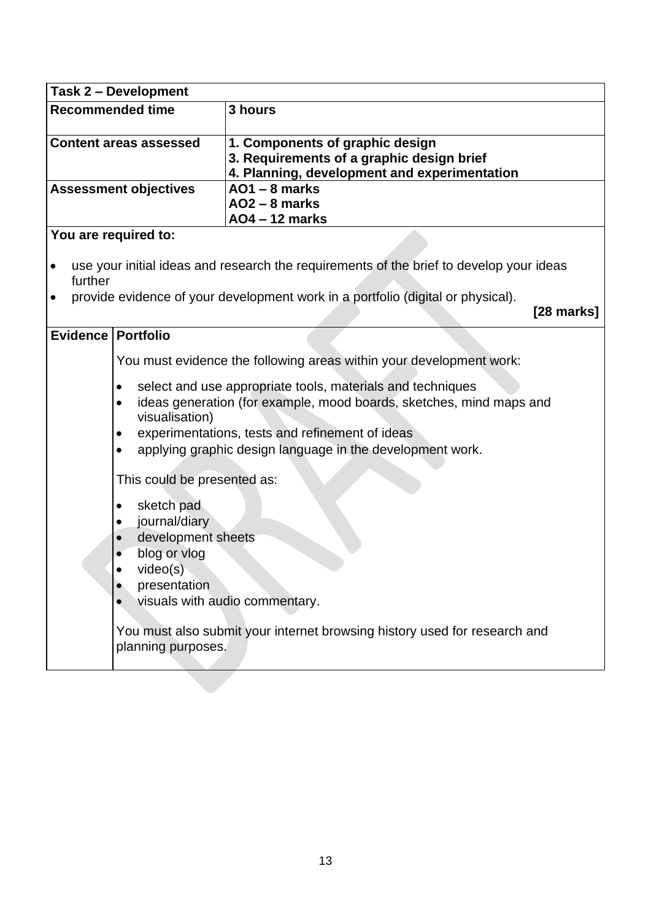| **Task 2 – Development** | |
|---|---|
| **Recommended time** | **3 hours** |
| **Content areas assessed** | **1. Components of graphic design**<br>**3. Requirements of a graphic design brief**<br>**4. Planning, development and experimentation** |
| **Assessment objectives** | **AO1 – 8 marks**<br>**AO2 – 8 marks**<br>**AO4 – 12 marks** |

**You are required to:**

- use your initial ideas and research the requirements of the brief to develop your ideas further
- provide evidence of your development work in a portfolio (digital or physical).

**[28 marks]**

| **Evidence** | **Portfolio** |
|---|---|
| | You must evidence the following areas within your development work:<br><br>• select and use appropriate tools, materials and techniques<br>• ideas generation (for example, mood boards, sketches, mind maps and visualisation)<br>• experimentations, tests and refinement of ideas<br>• applying graphic design language in the development work.<br><br>This could be presented as:<br><br>• sketch pad<br>• journal/diary<br>• development sheets<br>• blog or vlog<br>• video(s)<br>• presentation<br>• visuals with audio commentary.<br><br>You must also submit your internet browsing history used for research and planning purposes. |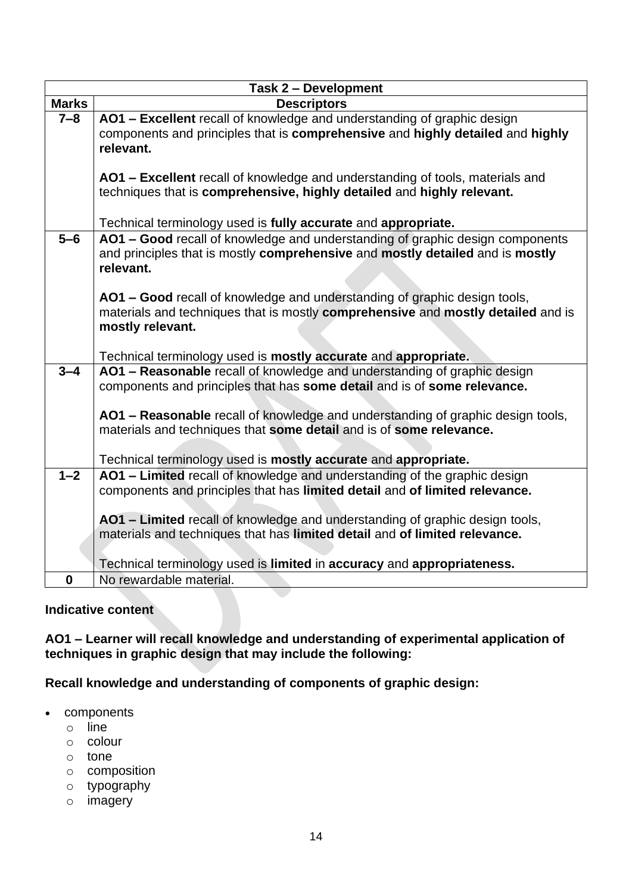| Task 2 – Development | |
|---|---|
| **Marks** | **Descriptors** |
| **7–8** | **AO1 – Excellent** recall of knowledge and understanding of graphic design components and principles that is **comprehensive** and **highly detailed** and **highly relevant.**<br><br>**AO1 – Excellent** recall of knowledge and understanding of tools, materials and techniques that is **comprehensive, highly detailed** and **highly relevant.**<br><br>Technical terminology used is **fully accurate** and **appropriate.** |
| **5–6** | **AO1 – Good** recall of knowledge and understanding of graphic design components and principles that is mostly **comprehensive** and **mostly detailed** and is **mostly relevant.**<br><br>**AO1 – Good** recall of knowledge and understanding of graphic design tools, materials and techniques that is mostly **comprehensive** and **mostly detailed** and is **mostly relevant.**<br><br>Technical terminology used is **mostly accurate** and **appropriate.** |
| **3–4** | **AO1 – Reasonable** recall of knowledge and understanding of graphic design components and principles that has **some detail** and is of **some relevance.**<br><br>**AO1 – Reasonable** recall of knowledge and understanding of graphic design tools, materials and techniques that **some detail** and is of **some relevance.**<br><br>Technical terminology used is **mostly accurate** and **appropriate.** |
| **1–2** | **AO1 – Limited** recall of knowledge and understanding of the graphic design components and principles that has **limited detail** and **of limited relevance.**<br><br>**AO1 – Limited** recall of knowledge and understanding of graphic design tools, materials and techniques that has **limited detail** and **of limited relevance.**<br><br>Technical terminology used is **limited** in **accuracy** and **appropriateness.** |
| **0** | No rewardable material. |

**Indicative content**

**AO1 – Learner will recall knowledge and understanding of experimental application of techniques in graphic design that may include the following:**

**Recall knowledge and understanding of components of graphic design:**

- components
  - line
  - colour
  - tone
  - composition
  - typography
  - imagery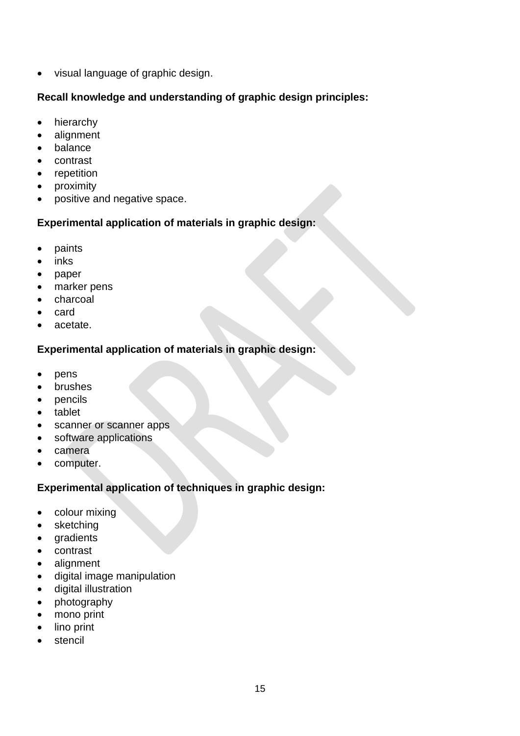- visual language of graphic design.

**Recall knowledge and understanding of graphic design principles:**

- hierarchy
- alignment
- balance
- contrast
- repetition
- proximity
- positive and negative space.

**Experimental application of materials in graphic design:**

- paints
- inks
- paper
- marker pens
- charcoal
- card
- acetate.

**Experimental application of materials in graphic design:**

- pens
- brushes
- pencils
- tablet
- scanner or scanner apps
- software applications
- camera
- computer.

**Experimental application of techniques in graphic design:**

- colour mixing
- sketching
- gradients
- contrast
- alignment
- digital image manipulation
- digital illustration
- photography
- mono print
- lino print
- stencil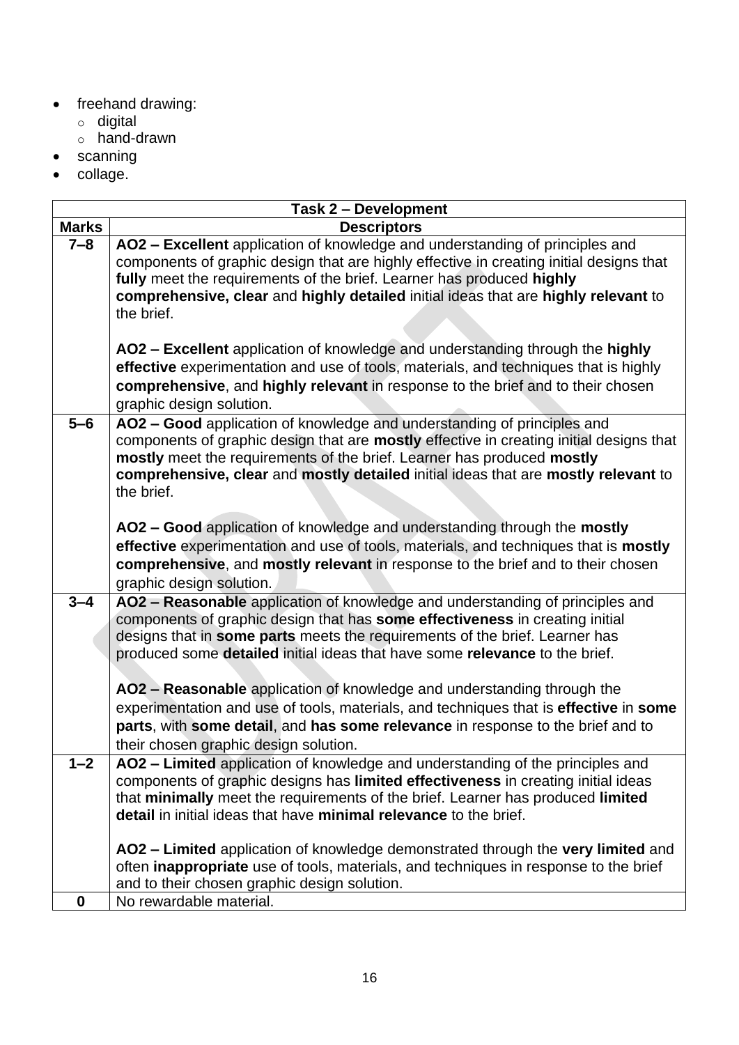- freehand drawing:
  - digital
  - hand-drawn
- scanning
- collage.

| Task 2 – Development | |
|---|---|
| **Marks** | **Descriptors** |
| **7–8** | **AO2 – Excellent** application of knowledge and understanding of principles and components of graphic design that are highly effective in creating initial designs that **fully** meet the requirements of the brief. Learner has produced **highly comprehensive, clear** and **highly detailed** initial ideas that are **highly relevant** to the brief.<br><br>**AO2 – Excellent** application of knowledge and understanding through the **highly effective** experimentation and use of tools, materials, and techniques that is highly **comprehensive**, and **highly relevant** in response to the brief and to their chosen graphic design solution. |
| **5–6** | **AO2 – Good** application of knowledge and understanding of principles and components of graphic design that are **mostly** effective in creating initial designs that **mostly** meet the requirements of the brief. Learner has produced **mostly comprehensive, clear** and **mostly detailed** initial ideas that are **mostly relevant** to the brief.<br><br>**AO2 – Good** application of knowledge and understanding through the **mostly effective** experimentation and use of tools, materials, and techniques that is **mostly comprehensive**, and **mostly relevant** in response to the brief and to their chosen graphic design solution. |
| **3–4** | **AO2 – Reasonable** application of knowledge and understanding of principles and components of graphic design that has **some effectiveness** in creating initial designs that in **some parts** meets the requirements of the brief. Learner has produced some **detailed** initial ideas that have some **relevance** to the brief.<br><br>**AO2 – Reasonable** application of knowledge and understanding through the experimentation and use of tools, materials, and techniques that is **effective** in **some parts**, with **some detail**, and **has some relevance** in response to the brief and to their chosen graphic design solution. |
| **1–2** | **AO2 – Limited** application of knowledge and understanding of the principles and components of graphic designs has **limited effectiveness** in creating initial ideas that **minimally** meet the requirements of the brief. Learner has produced **limited detail** in initial ideas that have **minimal relevance** to the brief.<br><br>**AO2 – Limited** application of knowledge demonstrated through the **very limited** and often **inappropriate** use of tools, materials, and techniques in response to the brief and to their chosen graphic design solution. |
| **0** | No rewardable material. |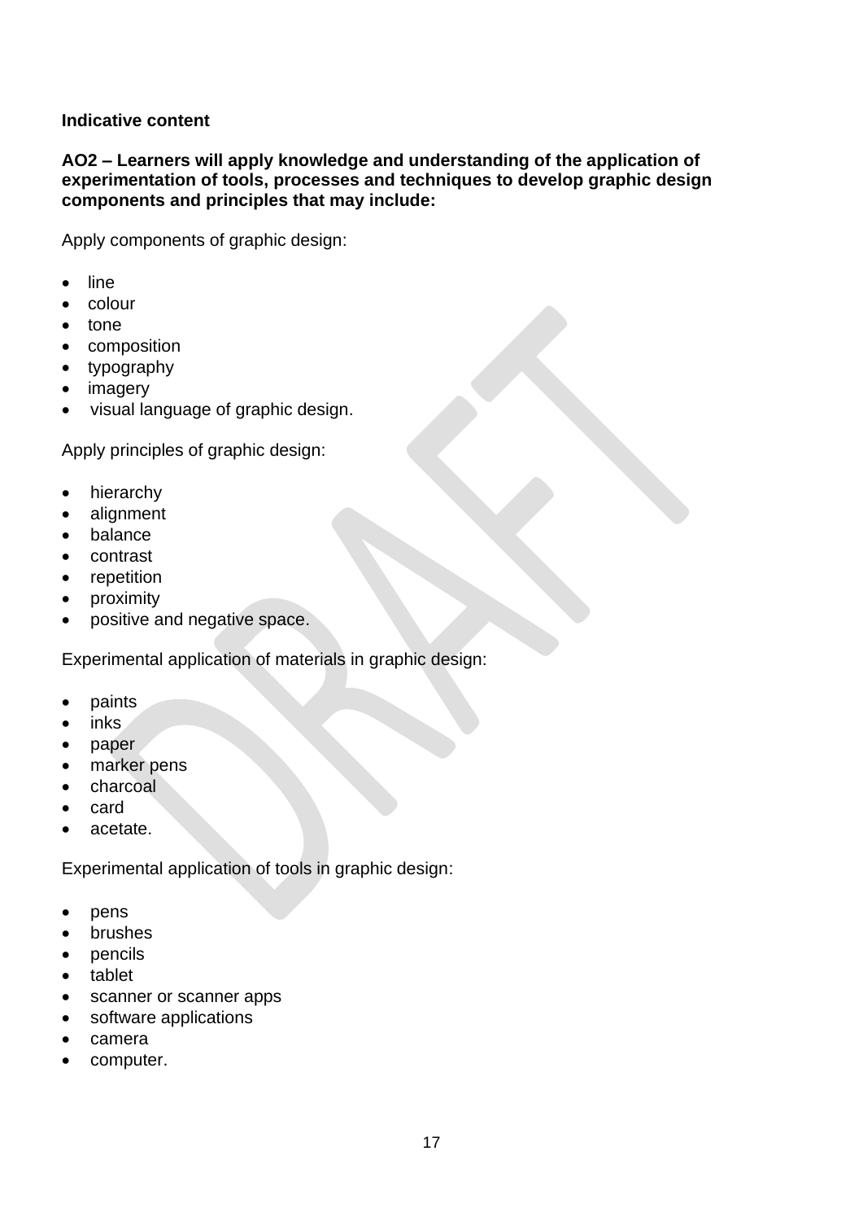**Indicative content**

**AO2 – Learners will apply knowledge and understanding of the application of experimentation of tools, processes and techniques to develop graphic design components and principles that may include:**

Apply components of graphic design:

- line
- colour
- tone
- composition
- typography
- imagery
- visual language of graphic design.

Apply principles of graphic design:

- hierarchy
- alignment
- balance
- contrast
- repetition
- proximity
- positive and negative space.

Experimental application of materials in graphic design:

- paints
- inks
- paper
- marker pens
- charcoal
- card
- acetate.

Experimental application of tools in graphic design:

- pens
- brushes
- pencils
- tablet
- scanner or scanner apps
- software applications
- camera
- computer.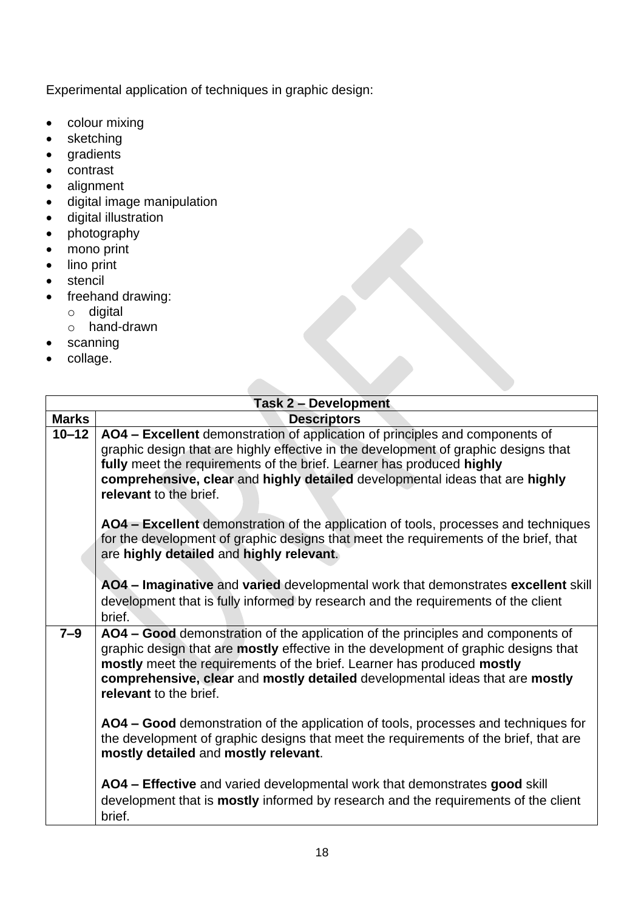Experimental application of techniques in graphic design:

- colour mixing
- sketching
- gradients
- contrast
- alignment
- digital image manipulation
- digital illustration
- photography
- mono print
- lino print
- stencil
- freehand drawing:
  - digital
  - hand-drawn
- scanning
- collage.

| Task 2 – Development | |
|---|---|
| **Marks** | **Descriptors** |
| **10–12** | **AO4 – Excellent** demonstration of application of principles and components of graphic design that are highly effective in the development of graphic designs that **fully** meet the requirements of the brief. Learner has produced **highly comprehensive, clear** and **highly detailed** developmental ideas that are **highly relevant** to the brief.<br><br>**AO4 – Excellent** demonstration of the application of tools, processes and techniques for the development of graphic designs that meet the requirements of the brief, that are **highly detailed** and **highly relevant**.<br><br>**AO4 – Imaginative** and **varied** developmental work that demonstrates **excellent** skill development that is fully informed by research and the requirements of the client brief. |
| **7–9** | **AO4 – Good** demonstration of the application of the principles and components of graphic design that are **mostly** effective in the development of graphic designs that **mostly** meet the requirements of the brief. Learner has produced **mostly comprehensive, clear** and **mostly detailed** developmental ideas that are **mostly relevant** to the brief.<br><br>**AO4 – Good** demonstration of the application of tools, processes and techniques for the development of graphic designs that meet the requirements of the brief, that are **mostly detailed** and **mostly relevant**.<br><br>**AO4 – Effective** and varied developmental work that demonstrates **good** skill development that is **mostly** informed by research and the requirements of the client brief. |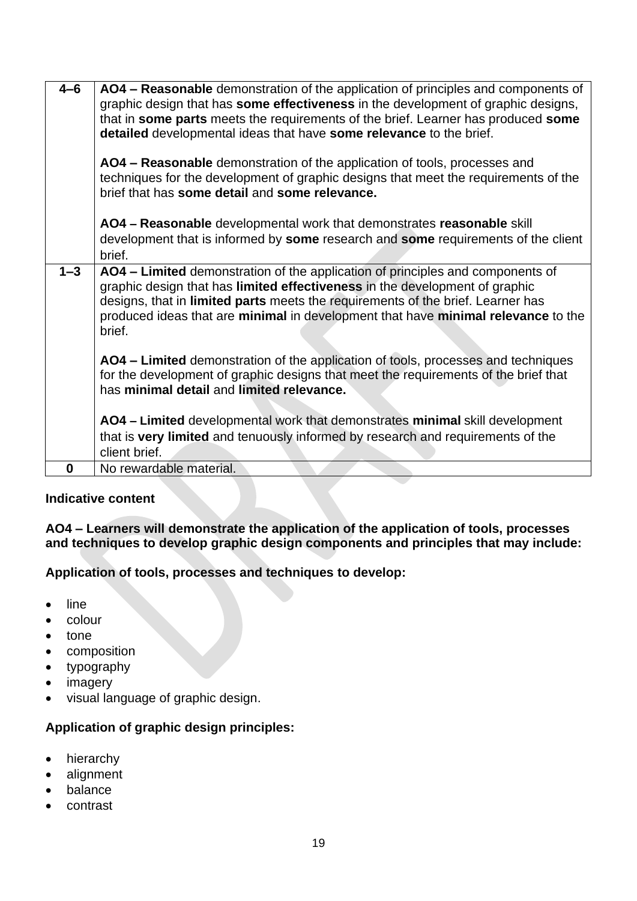| | |
|---|---|
| 4–6 | **AO4 – Reasonable** demonstration of the application of principles and components of graphic design that has **some effectiveness** in the development of graphic designs, that in **some parts** meets the requirements of the brief. Learner has produced **some detailed** developmental ideas that have **some relevance** to the brief.<br><br>**AO4 – Reasonable** demonstration of the application of tools, processes and techniques for the development of graphic designs that meet the requirements of the brief that has **some detail** and **some relevance.**<br><br>**AO4 – Reasonable** developmental work that demonstrates **reasonable** skill development that is informed by **some** research and **some** requirements of the client brief. |
| 1–3 | **AO4 – Limited** demonstration of the application of principles and components of graphic design that has **limited effectiveness** in the development of graphic designs, that in **limited parts** meets the requirements of the brief. Learner has produced ideas that are **minimal** in development that have **minimal relevance** to the brief.<br><br>**AO4 – Limited** demonstration of the application of tools, processes and techniques for the development of graphic designs that meet the requirements of the brief that has **minimal detail** and **limited relevance.**<br><br>**AO4 – Limited** developmental work that demonstrates **minimal** skill development that is **very limited** and tenuously informed by research and requirements of the client brief. |
| 0 | No rewardable material. |

**Indicative content**

**AO4 – Learners will demonstrate the application of the application of tools, processes and techniques to develop graphic design components and principles that may include:**

**Application of tools, processes and techniques to develop:**

- line
- colour
- tone
- composition
- typography
- imagery
- visual language of graphic design.

**Application of graphic design principles:**

- hierarchy
- alignment
- balance
- contrast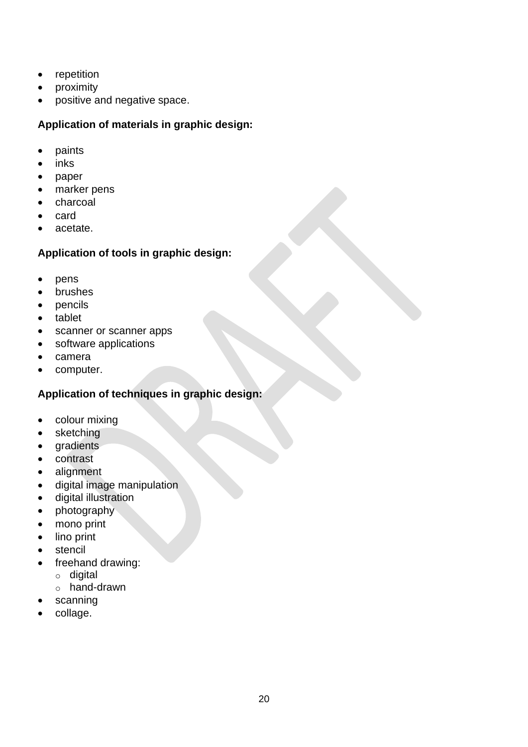- repetition
- proximity
- positive and negative space.

**Application of materials in graphic design:**

- paints
- inks
- paper
- marker pens
- charcoal
- card
- acetate.

**Application of tools in graphic design:**

- pens
- brushes
- pencils
- tablet
- scanner or scanner apps
- software applications
- camera
- computer.

**Application of techniques in graphic design:**

- colour mixing
- sketching
- gradients
- contrast
- alignment
- digital image manipulation
- digital illustration
- photography
- mono print
- lino print
- stencil
- freehand drawing:
  - digital
  - hand-drawn
- scanning
- collage.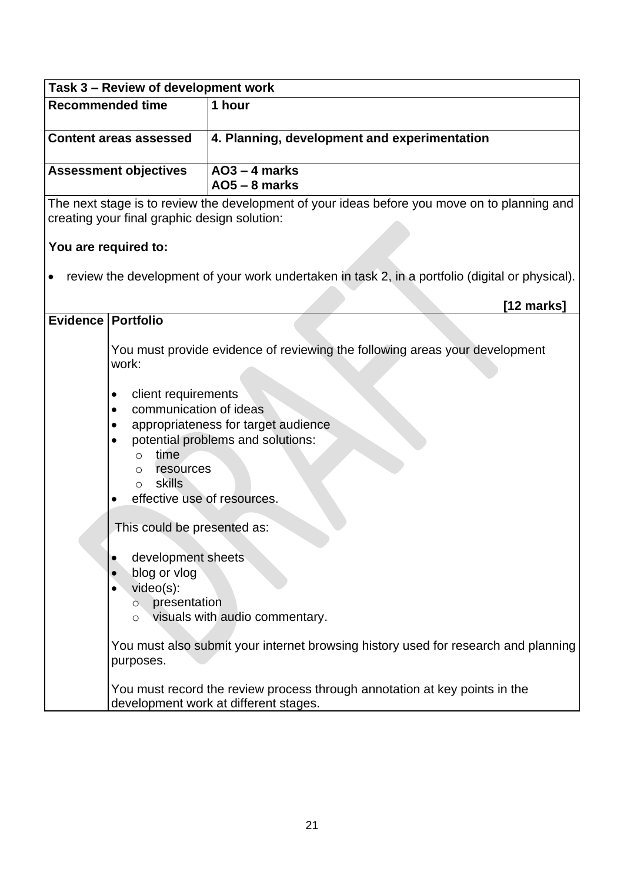| Task 3 – Review of development work | |
|---|---|
| **Recommended time** | **1 hour** |
| **Content areas assessed** | **4. Planning, development and experimentation** |
| **Assessment objectives** | **AO3 – 4 marks**<br>**AO5 – 8 marks** |

The next stage is to review the development of your ideas before you move on to planning and creating your final graphic design solution:

**You are required to:**

- review the development of your work undertaken in task 2, in a portfolio (digital or physical).

**[12 marks]**

| **Evidence** | **Portfolio** |
|---|---|
| | You must provide evidence of reviewing the following areas your development work:<br><br>• client requirements<br>• communication of ideas<br>• appropriateness for target audience<br>• potential problems and solutions:<br>&nbsp;&nbsp;&nbsp;&nbsp;○ time<br>&nbsp;&nbsp;&nbsp;&nbsp;○ resources<br>&nbsp;&nbsp;&nbsp;&nbsp;○ skills<br>• effective use of resources.<br><br>This could be presented as:<br><br>• development sheets<br>• blog or vlog<br>• video(s):<br>&nbsp;&nbsp;&nbsp;&nbsp;○ presentation<br>&nbsp;&nbsp;&nbsp;&nbsp;○ visuals with audio commentary.<br><br>You must also submit your internet browsing history used for research and planning purposes.<br><br>You must record the review process through annotation at key points in the development work at different stages. |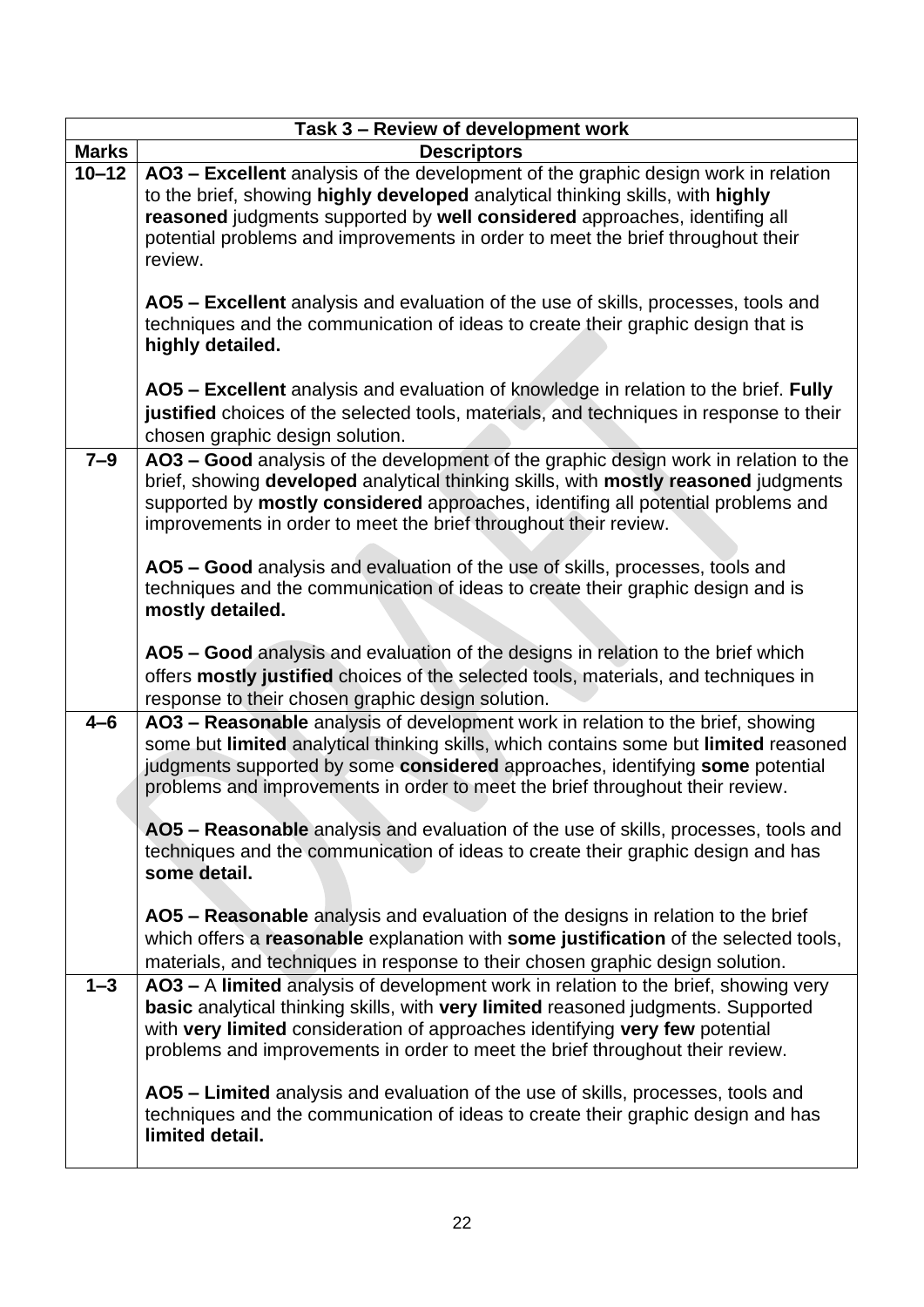| Task 3 – Review of development work | |
|---|---|
| **Marks** | **Descriptors** |
| **10–12** | **AO3 – Excellent** analysis of the development of the graphic design work in relation to the brief, showing **highly developed** analytical thinking skills, with **highly reasoned** judgments supported by **well considered** approaches, identifing all potential problems and improvements in order to meet the brief throughout their review.<br><br>**AO5 – Excellent** analysis and evaluation of the use of skills, processes, tools and techniques and the communication of ideas to create their graphic design that is **highly detailed.**<br><br>**AO5 – Excellent** analysis and evaluation of knowledge in relation to the brief. **Fully justified** choices of the selected tools, materials, and techniques in response to their chosen graphic design solution. |
| **7–9** | **AO3 – Good** analysis of the development of the graphic design work in relation to the brief, showing **developed** analytical thinking skills, with **mostly reasoned** judgments supported by **mostly considered** approaches, identifing all potential problems and improvements in order to meet the brief throughout their review.<br><br>**AO5 – Good** analysis and evaluation of the use of skills, processes, tools and techniques and the communication of ideas to create their graphic design and is **mostly detailed.**<br><br>**AO5 – Good** analysis and evaluation of the designs in relation to the brief which offers **mostly justified** choices of the selected tools, materials, and techniques in response to their chosen graphic design solution. |
| **4–6** | **AO3 – Reasonable** analysis of development work in relation to the brief, showing some but **limited** analytical thinking skills, which contains some but **limited** reasoned judgments supported by some **considered** approaches, identifying **some** potential problems and improvements in order to meet the brief throughout their review.<br><br>**AO5 – Reasonable** analysis and evaluation of the use of skills, processes, tools and techniques and the communication of ideas to create their graphic design and has **some detail.**<br><br>**AO5 – Reasonable** analysis and evaluation of the designs in relation to the brief which offers a **reasonable** explanation with **some justification** of the selected tools, materials, and techniques in response to their chosen graphic design solution. |
| **1–3** | **AO3 –** A **limited** analysis of development work in relation to the brief, showing very **basic** analytical thinking skills, with **very limited** reasoned judgments. Supported with **very limited** consideration of approaches identifying **very few** potential problems and improvements in order to meet the brief throughout their review.<br><br>**AO5 – Limited** analysis and evaluation of the use of skills, processes, tools and techniques and the communication of ideas to create their graphic design and has **limited detail.** |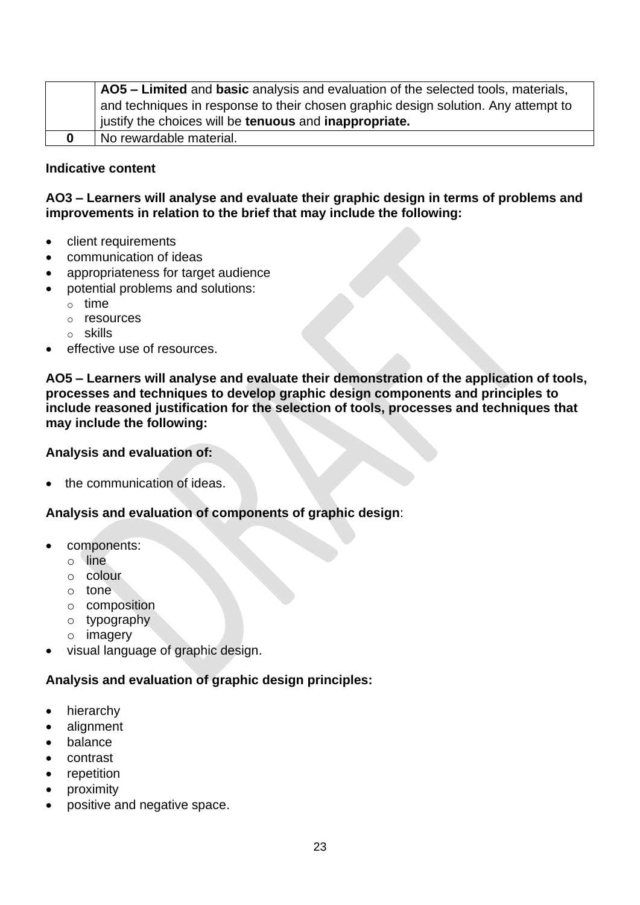| | |
|---|---|
| | **AO5 – Limited** and **basic** analysis and evaluation of the selected tools, materials, and techniques in response to their chosen graphic design solution. Any attempt to justify the choices will be **tenuous** and **inappropriate.** |
| **0** | No rewardable material. |

**Indicative content**

**AO3 – Learners will analyse and evaluate their graphic design in terms of problems and improvements in relation to the brief that may include the following:**

- client requirements
- communication of ideas
- appropriateness for target audience
- potential problems and solutions:
  - time
  - resources
  - skills
- effective use of resources.

**AO5 – Learners will analyse and evaluate their demonstration of the application of tools, processes and techniques to develop graphic design components and principles to include reasoned justification for the selection of tools, processes and techniques that may include the following:**

**Analysis and evaluation of:**

- the communication of ideas.

**Analysis and evaluation of components of graphic design**:

- components:
  - line
  - colour
  - tone
  - composition
  - typography
  - imagery
- visual language of graphic design.

**Analysis and evaluation of graphic design principles:**

- hierarchy
- alignment
- balance
- contrast
- repetition
- proximity
- positive and negative space.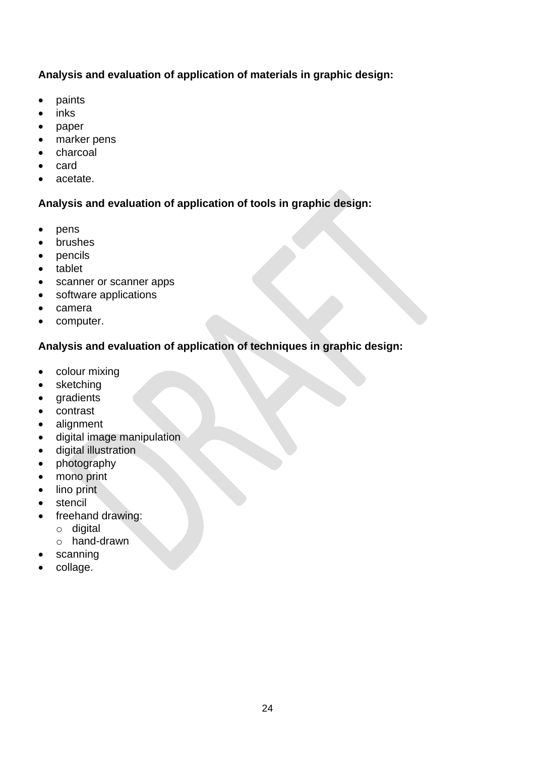**Analysis and evaluation of application of materials in graphic design:**

- paints
- inks
- paper
- marker pens
- charcoal
- card
- acetate.

**Analysis and evaluation of application of tools in graphic design:**

- pens
- brushes
- pencils
- tablet
- scanner or scanner apps
- software applications
- camera
- computer.

**Analysis and evaluation of application of techniques in graphic design:**

- colour mixing
- sketching
- gradients
- contrast
- alignment
- digital image manipulation
- digital illustration
- photography
- mono print
- lino print
- stencil
- freehand drawing:
  - digital
  - hand-drawn
- scanning
- collage.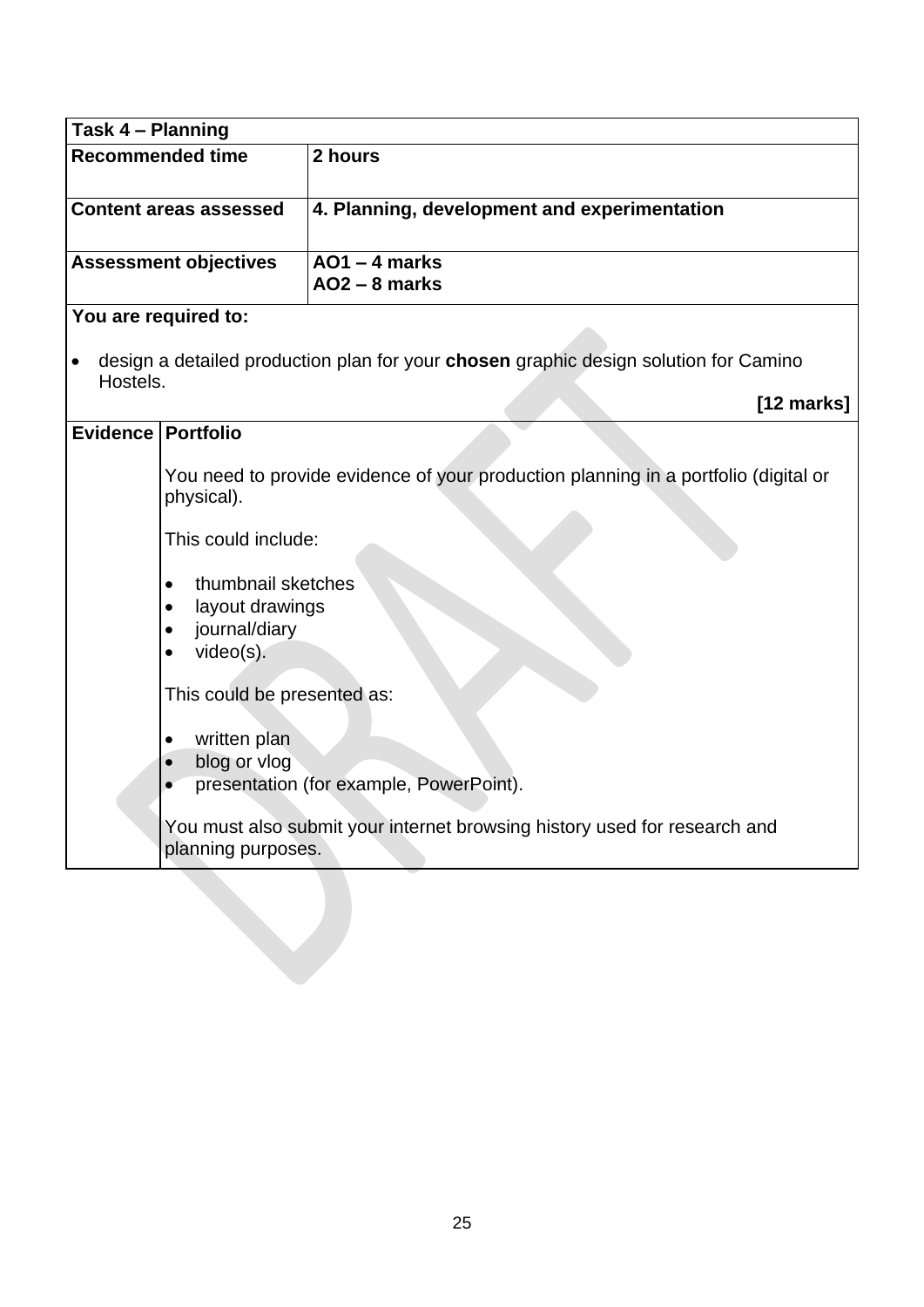| **Task 4 – Planning** | |
|---|---|
| **Recommended time** | **2 hours** |
| **Content areas assessed** | **4. Planning, development and experimentation** |
| **Assessment objectives** | **AO1 – 4 marks**<br>**AO2 – 8 marks** |

**You are required to:**

- design a detailed production plan for your **chosen** graphic design solution for Camino Hostels.

**[12 marks]**

| **Evidence** | **Portfolio** |
|---|---|
| | You need to provide evidence of your production planning in a portfolio (digital or physical).<br><br>This could include:<br><br>• thumbnail sketches<br>• layout drawings<br>• journal/diary<br>• video(s).<br><br>This could be presented as:<br><br>• written plan<br>• blog or vlog<br>• presentation (for example, PowerPoint).<br><br>You must also submit your internet browsing history used for research and planning purposes. |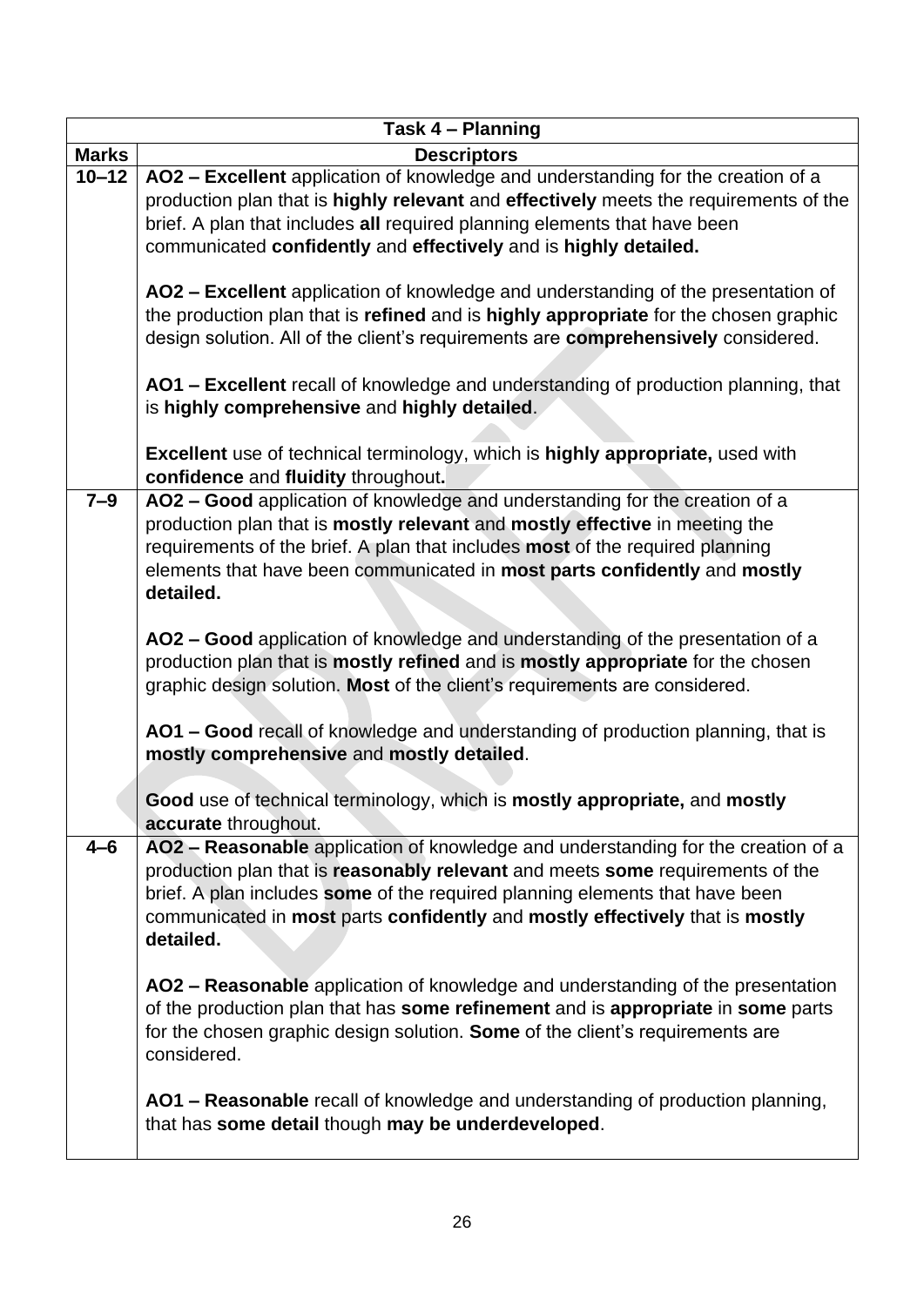| Task 4 – Planning | |
|---|---|
| **Marks** | **Descriptors** |
| **10–12** | **AO2 – Excellent** application of knowledge and understanding for the creation of a production plan that is **highly relevant** and **effectively** meets the requirements of the brief. A plan that includes **all** required planning elements that have been communicated **confidently** and **effectively** and is **highly detailed.**<br><br>**AO2 – Excellent** application of knowledge and understanding of the presentation of the production plan that is **refined** and is **highly appropriate** for the chosen graphic design solution. All of the client's requirements are **comprehensively** considered.<br><br>**AO1 – Excellent** recall of knowledge and understanding of production planning, that is **highly comprehensive** and **highly detailed**.<br><br>**Excellent** use of technical terminology, which is **highly appropriate,** used with **confidence** and **fluidity** throughout**.** |
| **7–9** | **AO2 – Good** application of knowledge and understanding for the creation of a production plan that is **mostly relevant** and **mostly effective** in meeting the requirements of the brief. A plan that includes **most** of the required planning elements that have been communicated in **most parts confidently** and **mostly detailed.**<br><br>**AO2 – Good** application of knowledge and understanding of the presentation of a production plan that is **mostly refined** and is **mostly appropriate** for the chosen graphic design solution. **Most** of the client's requirements are considered.<br><br>**AO1 – Good** recall of knowledge and understanding of production planning, that is **mostly comprehensive** and **mostly detailed**.<br><br>**Good** use of technical terminology, which is **mostly appropriate,** and **mostly accurate** throughout. |
| **4–6** | **AO2 – Reasonable** application of knowledge and understanding for the creation of a production plan that is **reasonably relevant** and meets **some** requirements of the brief. A plan includes **some** of the required planning elements that have been communicated in **most** parts **confidently** and **mostly effectively** that is **mostly detailed.**<br><br>**AO2 – Reasonable** application of knowledge and understanding of the presentation of the production plan that has **some refinement** and is **appropriate** in **some** parts for the chosen graphic design solution. **Some** of the client's requirements are considered.<br><br>**AO1 – Reasonable** recall of knowledge and understanding of production planning, that has **some detail** though **may be underdeveloped**. |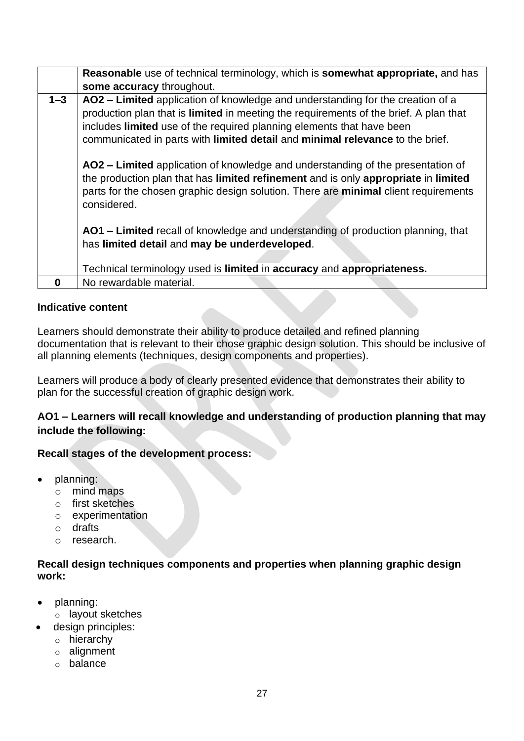| | |
|---|---|
| | **Reasonable** use of technical terminology, which is **somewhat appropriate,** and has **some accuracy** throughout. |
| **1–3** | **AO2 – Limited** application of knowledge and understanding for the creation of a production plan that is **limited** in meeting the requirements of the brief. A plan that includes **limited** use of the required planning elements that have been communicated in parts with **limited detail** and **minimal relevance** to the brief.<br><br>**AO2 – Limited** application of knowledge and understanding of the presentation of the production plan that has **limited refinement** and is only **appropriate** in **limited** parts for the chosen graphic design solution. There are **minimal** client requirements considered.<br><br>**AO1 – Limited** recall of knowledge and understanding of production planning, that has **limited detail** and **may be underdeveloped**.<br><br>Technical terminology used is **limited** in **accuracy** and **appropriateness.** |
| **0** | No rewardable material. |

**Indicative content**

Learners should demonstrate their ability to produce detailed and refined planning documentation that is relevant to their chose graphic design solution. This should be inclusive of all planning elements (techniques, design components and properties).

Learners will produce a body of clearly presented evidence that demonstrates their ability to plan for the successful creation of graphic design work.

**AO1 – Learners will recall knowledge and understanding of production planning that may include the following:**

**Recall stages of the development process:**

- planning:
  - mind maps
  - first sketches
  - experimentation
  - drafts
  - research.

**Recall design techniques components and properties when planning graphic design work:**

- planning:
  - layout sketches
- design principles:
  - hierarchy
  - alignment
  - balance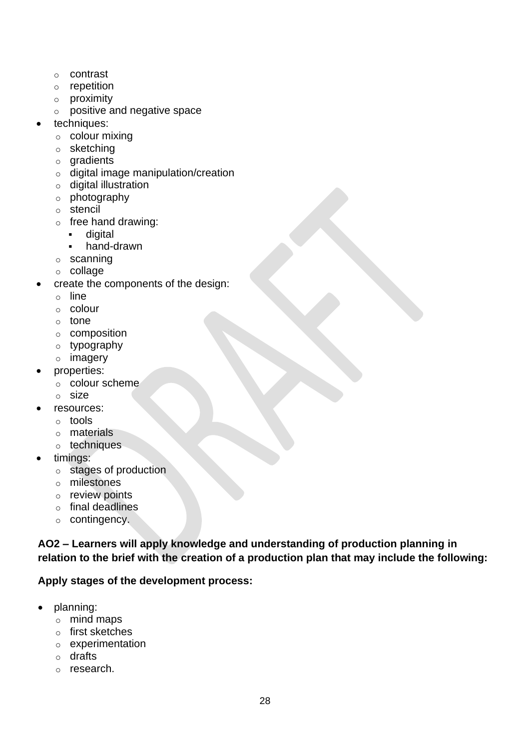- contrast
    - repetition
    - proximity
    - positive and negative space
- techniques:
    - colour mixing
    - sketching
    - gradients
    - digital image manipulation/creation
    - digital illustration
    - photography
    - stencil
    - free hand drawing:
        - digital
        - hand-drawn
    - scanning
    - collage
- create the components of the design:
    - line
    - colour
    - tone
    - composition
    - typography
    - imagery
- properties:
    - colour scheme
    - size
- resources:
    - tools
    - materials
    - techniques
- timings:
    - stages of production
    - milestones
    - review points
    - final deadlines
    - contingency.

**AO2 – Learners will apply knowledge and understanding of production planning in relation to the brief with the creation of a production plan that may include the following:**

**Apply stages of the development process:**

- planning:
    - mind maps
    - first sketches
    - experimentation
    - drafts
    - research.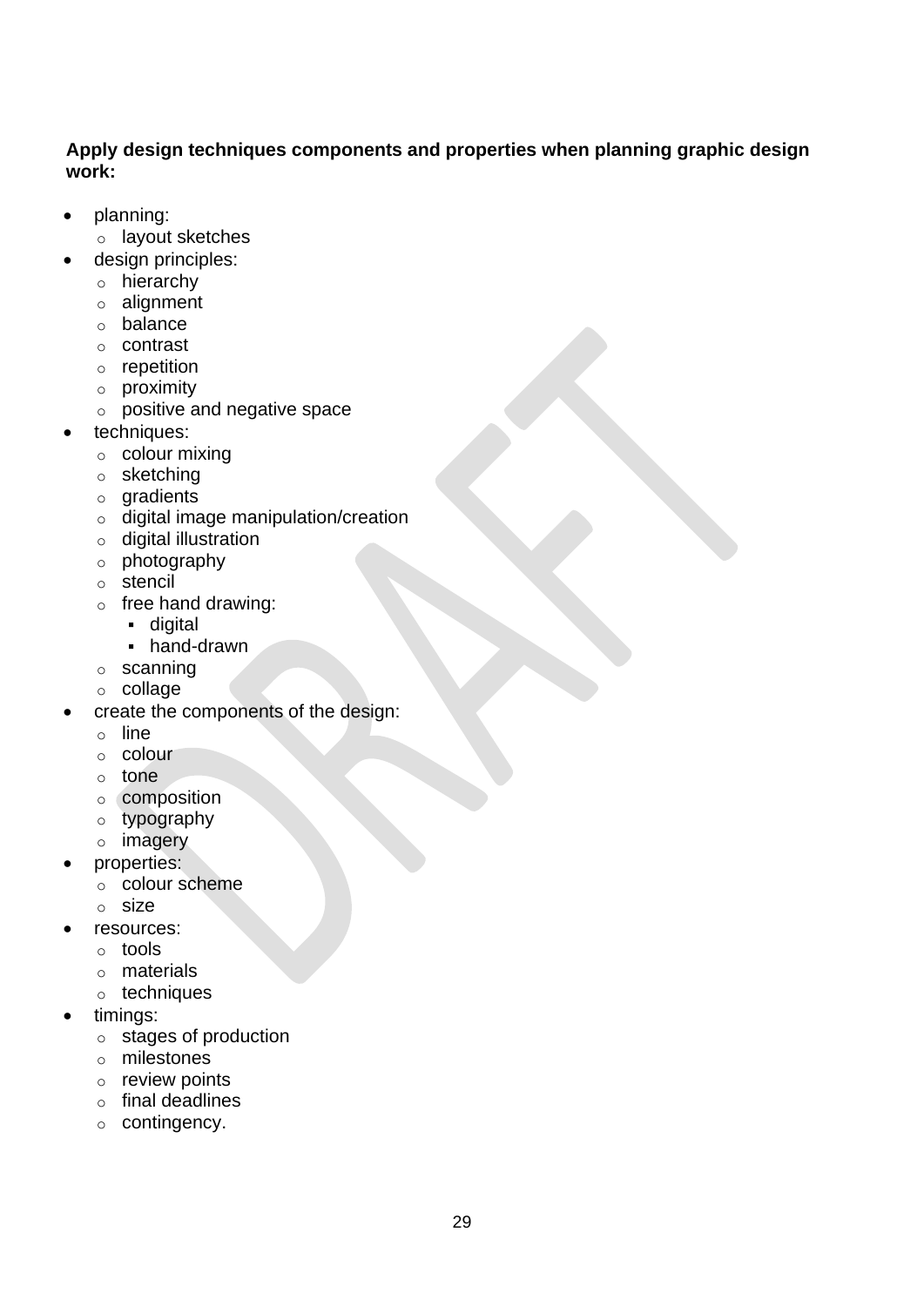**Apply design techniques components and properties when planning graphic design work:**

- planning:
  - layout sketches
- design principles:
  - hierarchy
  - alignment
  - balance
  - contrast
  - repetition
  - proximity
  - positive and negative space
- techniques:
  - colour mixing
  - sketching
  - gradients
  - digital image manipulation/creation
  - digital illustration
  - photography
  - stencil
  - free hand drawing:
    - digital
    - hand-drawn
  - scanning
  - collage
- create the components of the design:
  - line
  - colour
  - tone
  - composition
  - typography
  - imagery
- properties:
  - colour scheme
  - size
- resources:
  - tools
  - materials
  - techniques
- timings:
  - stages of production
  - milestones
  - review points
  - final deadlines
  - contingency.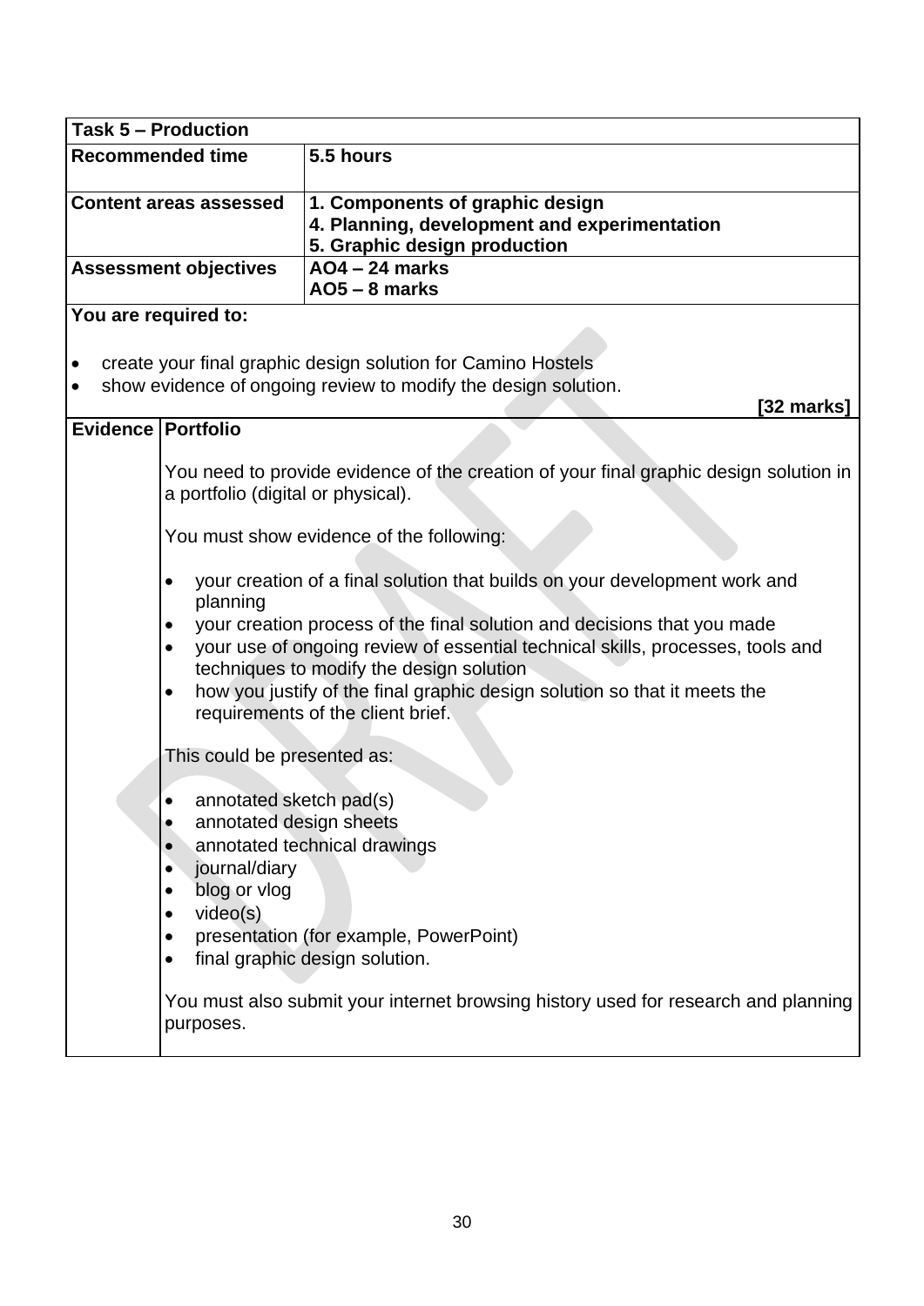| **Task 5 – Production** | |
|---|---|
| **Recommended time** | **5.5 hours** |
| **Content areas assessed** | **1. Components of graphic design**<br>**4. Planning, development and experimentation**<br>**5. Graphic design production** |
| **Assessment objectives** | **AO4 – 24 marks**<br>**AO5 – 8 marks** |

**You are required to:**

- create your final graphic design solution for Camino Hostels
- show evidence of ongoing review to modify the design solution.

**[32 marks]**

| **Evidence** | **Portfolio** |
|---|---|
| | You need to provide evidence of the creation of your final graphic design solution in a portfolio (digital or physical).<br><br>You must show evidence of the following:<br><br>• your creation of a final solution that builds on your development work and planning<br>• your creation process of the final solution and decisions that you made<br>• your use of ongoing review of essential technical skills, processes, tools and techniques to modify the design solution<br>• how you justify of the final graphic design solution so that it meets the requirements of the client brief.<br><br>This could be presented as:<br><br>• annotated sketch pad(s)<br>• annotated design sheets<br>• annotated technical drawings<br>• journal/diary<br>• blog or vlog<br>• video(s)<br>• presentation (for example, PowerPoint)<br>• final graphic design solution.<br><br>You must also submit your internet browsing history used for research and planning purposes. |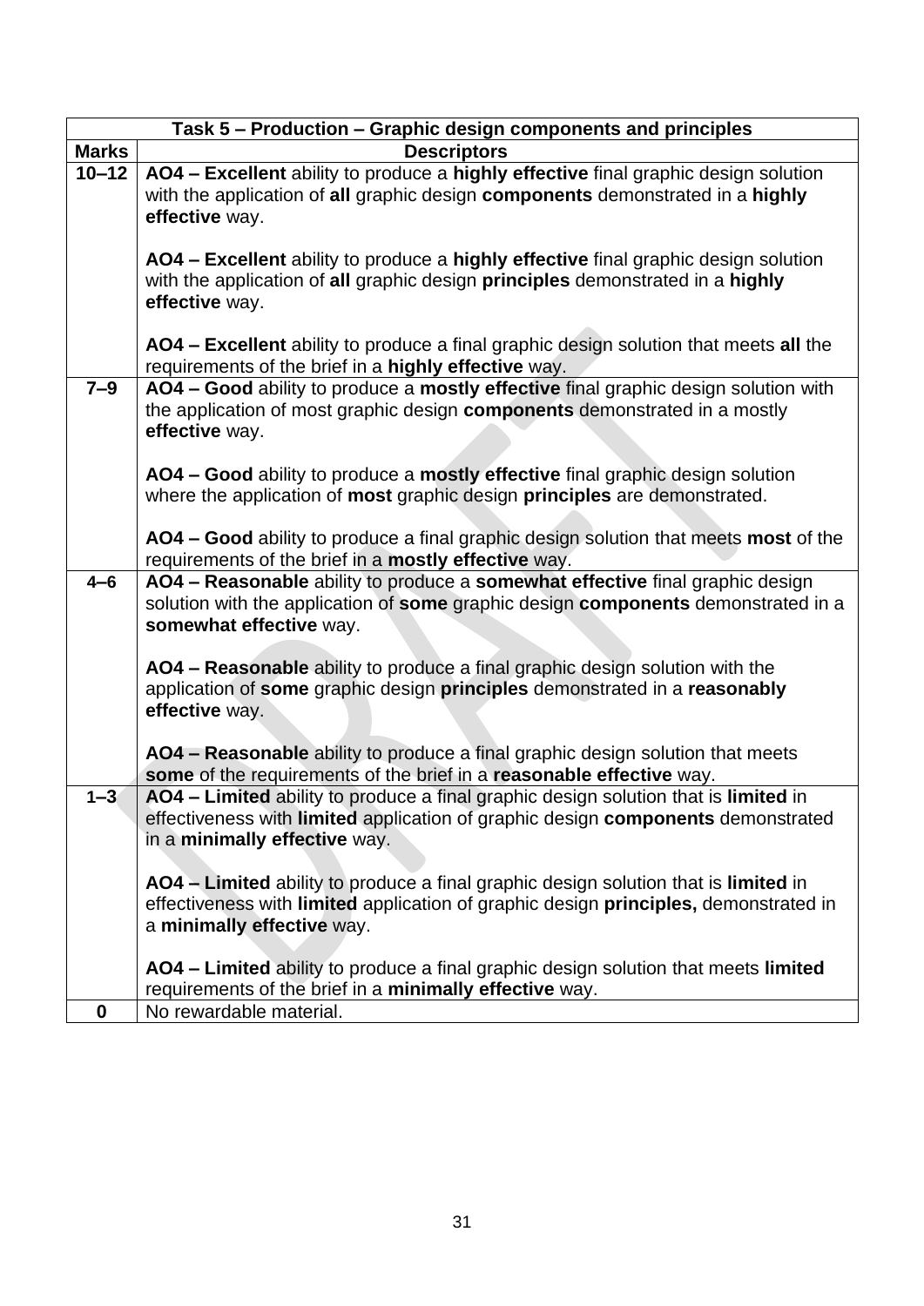| Task 5 – Production – Graphic design components and principles | |
|---|---|
| **Marks** | **Descriptors** |
| **10–12** | **AO4 – Excellent** ability to produce a **highly effective** final graphic design solution with the application of **all** graphic design **components** demonstrated in a **highly effective** way.<br><br>**AO4 – Excellent** ability to produce a **highly effective** final graphic design solution with the application of **all** graphic design **principles** demonstrated in a **highly effective** way.<br><br>**AO4 – Excellent** ability to produce a final graphic design solution that meets **all** the requirements of the brief in a **highly effective** way. |
| **7–9** | **AO4 – Good** ability to produce a **mostly effective** final graphic design solution with the application of most graphic design **components** demonstrated in a mostly **effective** way.<br><br>**AO4 – Good** ability to produce a **mostly effective** final graphic design solution where the application of **most** graphic design **principles** are demonstrated.<br><br>**AO4 – Good** ability to produce a final graphic design solution that meets **most** of the requirements of the brief in a **mostly effective** way. |
| **4–6** | **AO4 – Reasonable** ability to produce a **somewhat effective** final graphic design solution with the application of **some** graphic design **components** demonstrated in a **somewhat effective** way.<br><br>**AO4 – Reasonable** ability to produce a final graphic design solution with the application of **some** graphic design **principles** demonstrated in a **reasonably effective** way.<br><br>**AO4 – Reasonable** ability to produce a final graphic design solution that meets **some** of the requirements of the brief in a **reasonable effective** way. |
| **1–3** | **AO4 – Limited** ability to produce a final graphic design solution that is **limited** in effectiveness with **limited** application of graphic design **components** demonstrated in a **minimally effective** way.<br><br>**AO4 – Limited** ability to produce a final graphic design solution that is **limited** in effectiveness with **limited** application of graphic design **principles,** demonstrated in a **minimally effective** way.<br><br>**AO4 – Limited** ability to produce a final graphic design solution that meets **limited** requirements of the brief in a **minimally effective** way. |
| **0** | No rewardable material. |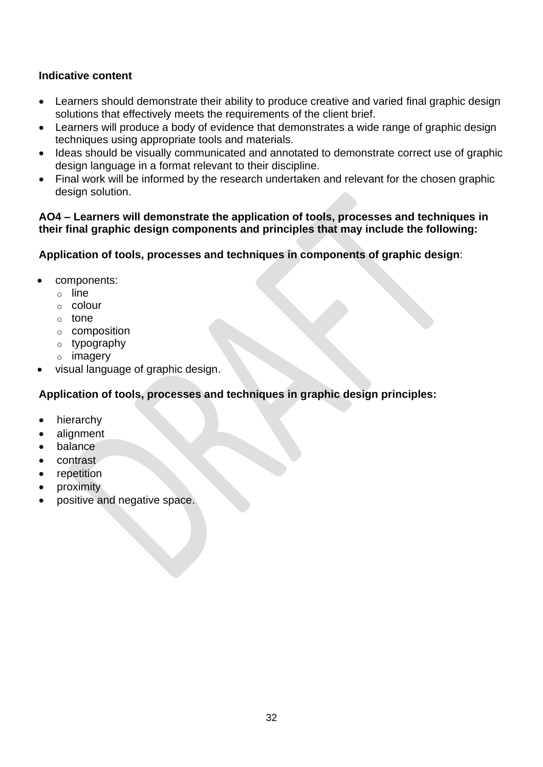**Indicative content**

- Learners should demonstrate their ability to produce creative and varied final graphic design solutions that effectively meets the requirements of the client brief.
- Learners will produce a body of evidence that demonstrates a wide range of graphic design techniques using appropriate tools and materials.
- Ideas should be visually communicated and annotated to demonstrate correct use of graphic design language in a format relevant to their discipline.
- Final work will be informed by the research undertaken and relevant for the chosen graphic design solution.

**AO4 – Learners will demonstrate the application of tools, processes and techniques in their final graphic design components and principles that may include the following:**

**Application of tools, processes and techniques in components of graphic design**:

- components:
  - line
  - colour
  - tone
  - composition
  - typography
  - imagery
- visual language of graphic design.

**Application of tools, processes and techniques in graphic design principles:**

- hierarchy
- alignment
- balance
- contrast
- repetition
- proximity
- positive and negative space.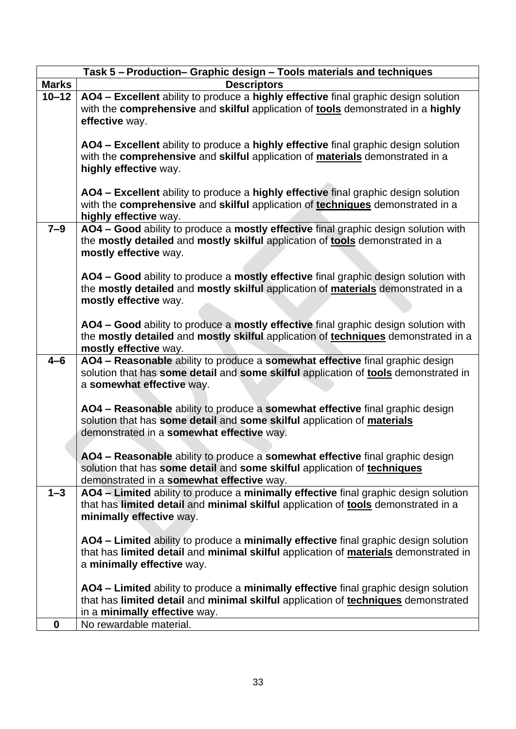| Task 5 – Production– Graphic design – Tools materials and techniques | |
|---|---|
| **Marks** | **Descriptors** |
| **10–12** | **AO4 – Excellent** ability to produce a **highly effective** final graphic design solution with the **comprehensive** and **skilful** application of **tools** demonstrated in a **highly effective** way.<br><br>**AO4 – Excellent** ability to produce a **highly effective** final graphic design solution with the **comprehensive** and **skilful** application of **materials** demonstrated in a **highly effective** way.<br><br>**AO4 – Excellent** ability to produce a **highly effective** final graphic design solution with the **comprehensive** and **skilful** application of **techniques** demonstrated in a **highly effective** way. |
| **7–9** | **AO4 – Good** ability to produce a **mostly effective** final graphic design solution with the **mostly detailed** and **mostly skilful** application of **tools** demonstrated in a **mostly effective** way.<br><br>**AO4 – Good** ability to produce a **mostly effective** final graphic design solution with the **mostly detailed** and **mostly skilful** application of **materials** demonstrated in a **mostly effective** way.<br><br>**AO4 – Good** ability to produce a **mostly effective** final graphic design solution with the **mostly detailed** and **mostly skilful** application of **techniques** demonstrated in a **mostly effective** way. |
| **4–6** | **AO4 – Reasonable** ability to produce a **somewhat effective** final graphic design solution that has **some detail** and **some skilful** application of **tools** demonstrated in a **somewhat effective** way.<br><br>**AO4 – Reasonable** ability to produce a **somewhat effective** final graphic design solution that has **some detail** and **some skilful** application of **materials** demonstrated in a **somewhat effective** way.<br><br>**AO4 – Reasonable** ability to produce a **somewhat effective** final graphic design solution that has **some detail** and **some skilful** application of **techniques** demonstrated in a **somewhat effective** way. |
| **1–3** | **AO4 – Limited** ability to produce a **minimally effective** final graphic design solution that has **limited detail** and **minimal skilful** application of **tools** demonstrated in a **minimally effective** way.<br><br>**AO4 – Limited** ability to produce a **minimally effective** final graphic design solution that has **limited detail** and **minimal skilful** application of **materials** demonstrated in a **minimally effective** way.<br><br>**AO4 – Limited** ability to produce a **minimally effective** final graphic design solution that has **limited detail** and **minimal skilful** application of **techniques** demonstrated in a **minimally effective** way. |
| **0** | No rewardable material. |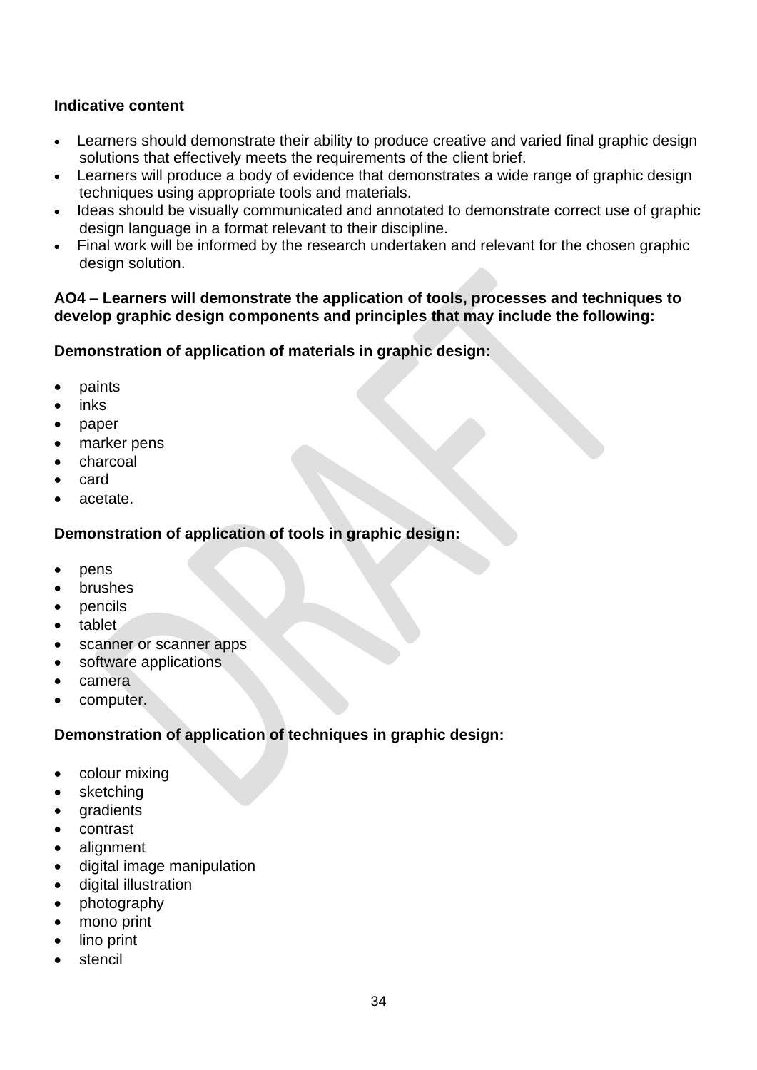**Indicative content**

- Learners should demonstrate their ability to produce creative and varied final graphic design solutions that effectively meets the requirements of the client brief.
- Learners will produce a body of evidence that demonstrates a wide range of graphic design techniques using appropriate tools and materials.
- Ideas should be visually communicated and annotated to demonstrate correct use of graphic design language in a format relevant to their discipline.
- Final work will be informed by the research undertaken and relevant for the chosen graphic design solution.

**AO4 – Learners will demonstrate the application of tools, processes and techniques to develop graphic design components and principles that may include the following:**

**Demonstration of application of materials in graphic design:**

- paints
- inks
- paper
- marker pens
- charcoal
- card
- acetate.

**Demonstration of application of tools in graphic design:**

- pens
- brushes
- pencils
- tablet
- scanner or scanner apps
- software applications
- camera
- computer.

**Demonstration of application of techniques in graphic design:**

- colour mixing
- sketching
- gradients
- contrast
- alignment
- digital image manipulation
- digital illustration
- photography
- mono print
- lino print
- stencil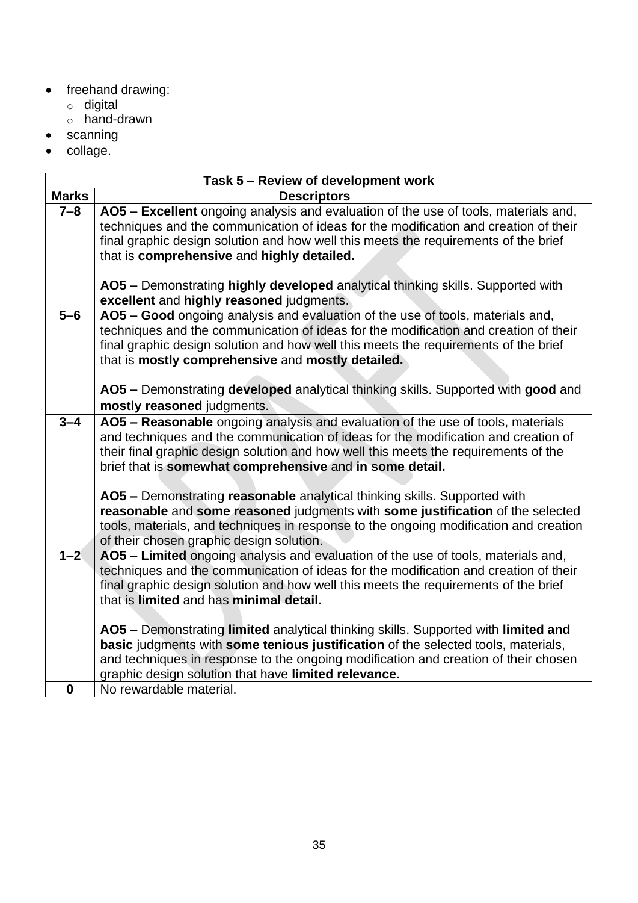- freehand drawing:
  - digital
  - hand-drawn
- scanning
- collage.

| Task 5 – Review of development work | |
|---|---|
| **Marks** | **Descriptors** |
| **7–8** | **AO5 – Excellent** ongoing analysis and evaluation of the use of tools, materials and, techniques and the communication of ideas for the modification and creation of their final graphic design solution and how well this meets the requirements of the brief that is **comprehensive** and **highly detailed.**<br><br>**AO5 –** Demonstrating **highly developed** analytical thinking skills. Supported with **excellent** and **highly reasoned** judgments. |
| **5–6** | **AO5 – Good** ongoing analysis and evaluation of the use of tools, materials and, techniques and the communication of ideas for the modification and creation of their final graphic design solution and how well this meets the requirements of the brief that is **mostly comprehensive** and **mostly detailed.**<br><br>**AO5 –** Demonstrating **developed** analytical thinking skills. Supported with **good** and **mostly reasoned** judgments. |
| **3–4** | **AO5 – Reasonable** ongoing analysis and evaluation of the use of tools, materials and techniques and the communication of ideas for the modification and creation of their final graphic design solution and how well this meets the requirements of the brief that is **somewhat comprehensive** and **in some detail.**<br><br>**AO5 –** Demonstrating **reasonable** analytical thinking skills. Supported with **reasonable** and **some reasoned** judgments with **some justification** of the selected tools, materials, and techniques in response to the ongoing modification and creation of their chosen graphic design solution. |
| **1–2** | **AO5 – Limited** ongoing analysis and evaluation of the use of tools, materials and, techniques and the communication of ideas for the modification and creation of their final graphic design solution and how well this meets the requirements of the brief that is **limited** and has **minimal detail.**<br><br>**AO5 –** Demonstrating **limited** analytical thinking skills. Supported with **limited and basic** judgments with **some tenious justification** of the selected tools, materials, and techniques in response to the ongoing modification and creation of their chosen graphic design solution that have **limited relevance.** |
| **0** | No rewardable material. |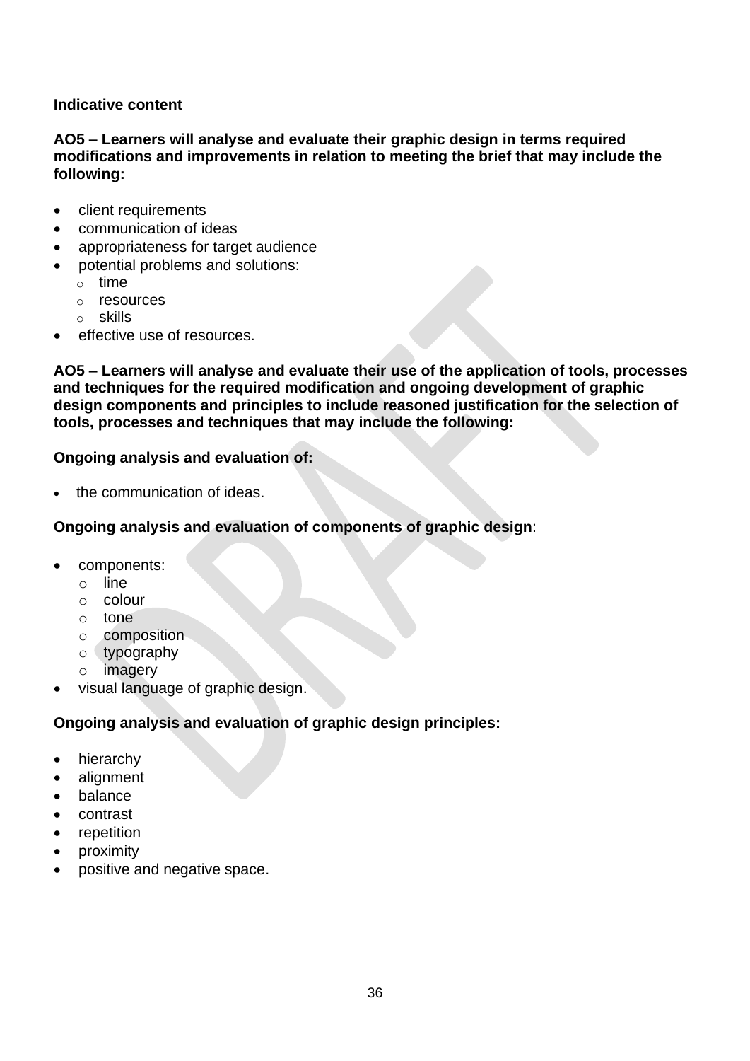**Indicative content**

**AO5 – Learners will analyse and evaluate their graphic design in terms required modifications and improvements in relation to meeting the brief that may include the following:**

- client requirements
- communication of ideas
- appropriateness for target audience
- potential problems and solutions:
  - time
  - resources
  - skills
- effective use of resources.

**AO5 – Learners will analyse and evaluate their use of the application of tools, processes and techniques for the required modification and ongoing development of graphic design components and principles to include reasoned justification for the selection of tools, processes and techniques that may include the following:**

**Ongoing analysis and evaluation of:**

- the communication of ideas.

**Ongoing analysis and evaluation of components of graphic design**:

- components:
  - line
  - colour
  - tone
  - composition
  - typography
  - imagery
- visual language of graphic design.

**Ongoing analysis and evaluation of graphic design principles:**

- hierarchy
- alignment
- balance
- contrast
- repetition
- proximity
- positive and negative space.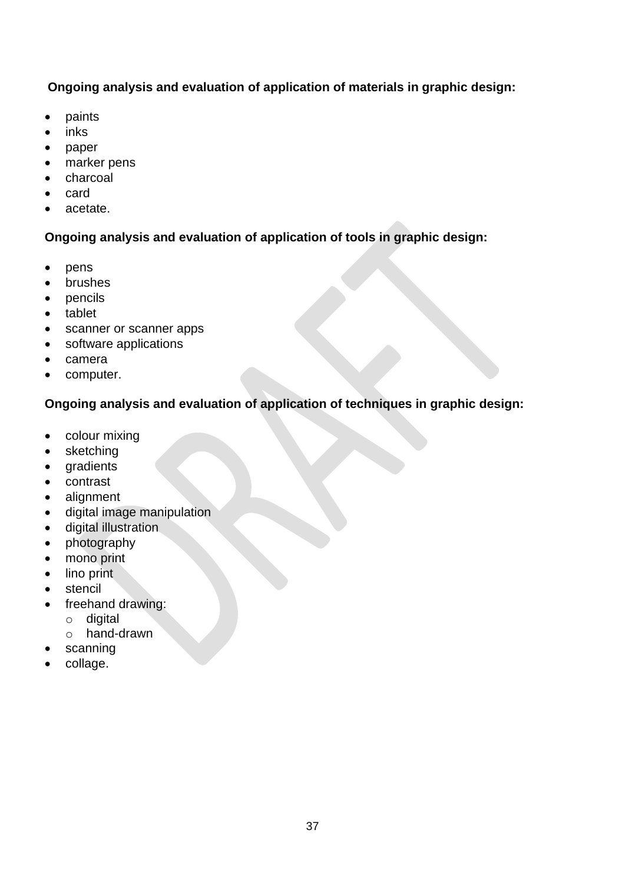**Ongoing analysis and evaluation of application of materials in graphic design:**

- paints
- inks
- paper
- marker pens
- charcoal
- card
- acetate.

**Ongoing analysis and evaluation of application of tools in graphic design:**

- pens
- brushes
- pencils
- tablet
- scanner or scanner apps
- software applications
- camera
- computer.

**Ongoing analysis and evaluation of application of techniques in graphic design:**

- colour mixing
- sketching
- gradients
- contrast
- alignment
- digital image manipulation
- digital illustration
- photography
- mono print
- lino print
- stencil
- freehand drawing:
  - digital
  - hand-drawn
- scanning
- collage.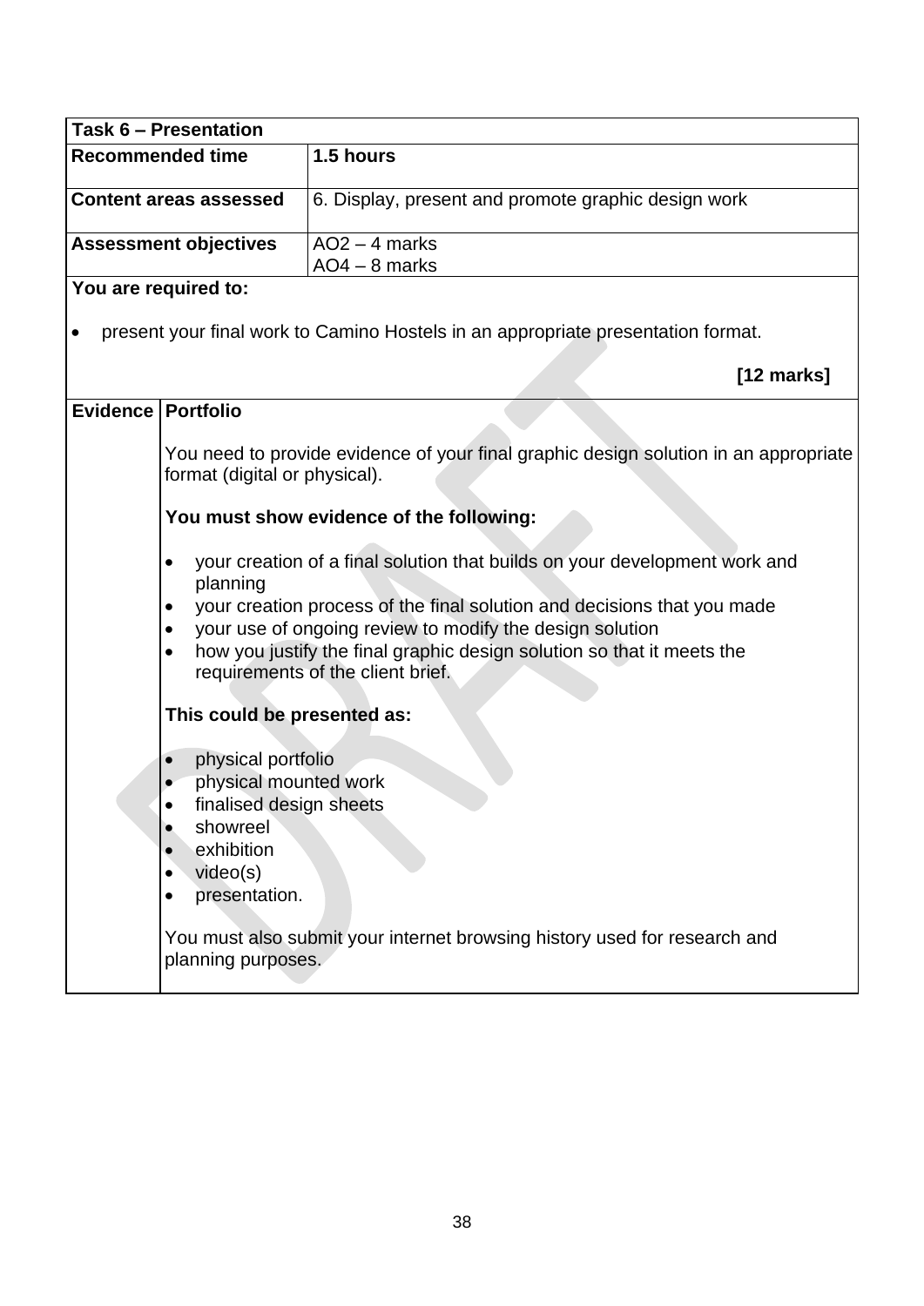| **Task 6 – Presentation** | |
|---|---|
| **Recommended time** | **1.5 hours** |
| **Content areas assessed** | 6. Display, present and promote graphic design work |
| **Assessment objectives** | AO2 – 4 marks<br>AO4 – 8 marks |

**You are required to:**

- present your final work to Camino Hostels in an appropriate presentation format.

**[12 marks]**

| **Evidence** | **Portfolio** |
|---|---|
| | You need to provide evidence of your final graphic design solution in an appropriate format (digital or physical).<br><br>**You must show evidence of the following:**<br><br>• your creation of a final solution that builds on your development work and planning<br>• your creation process of the final solution and decisions that you made<br>• your use of ongoing review to modify the design solution<br>• how you justify the final graphic design solution so that it meets the requirements of the client brief.<br><br>**This could be presented as:**<br><br>• physical portfolio<br>• physical mounted work<br>• finalised design sheets<br>• showreel<br>• exhibition<br>• video(s)<br>• presentation.<br><br>You must also submit your internet browsing history used for research and planning purposes. |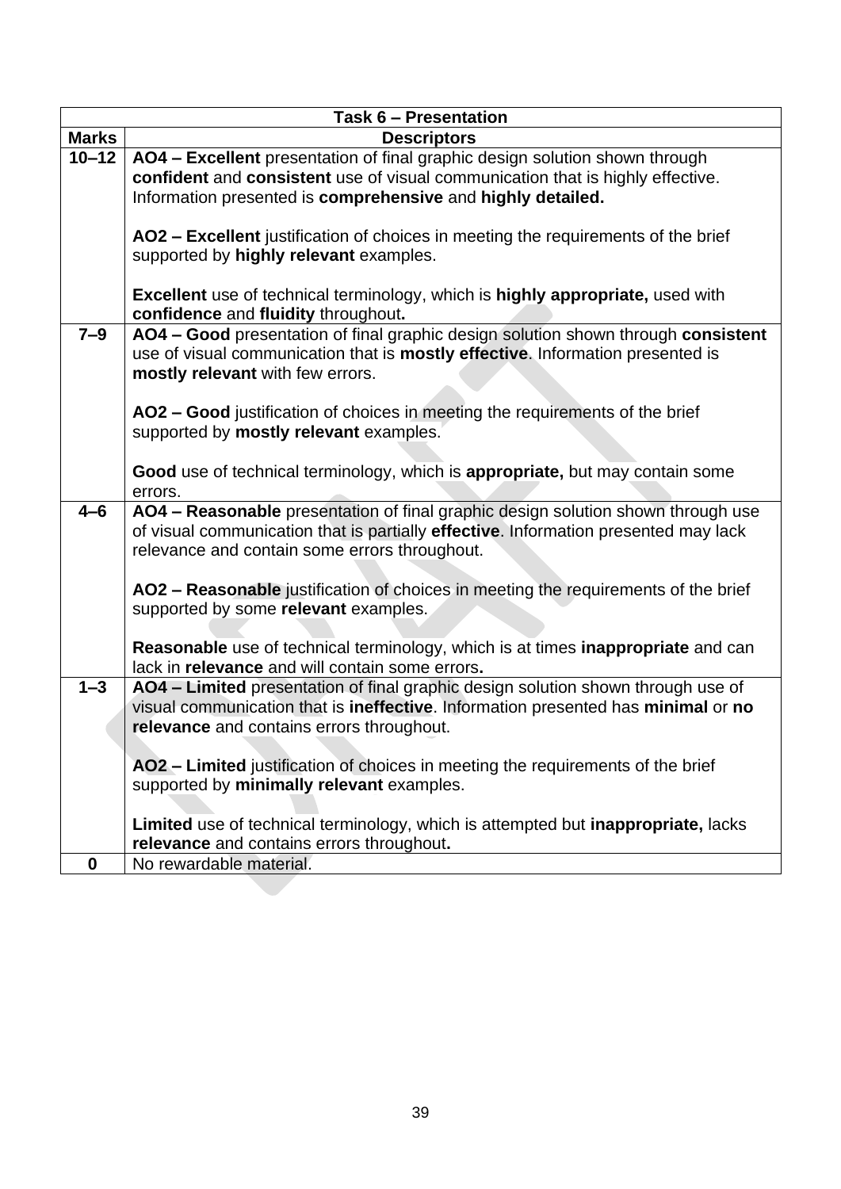| Task 6 – Presentation | |
|---|---|
| **Marks** | **Descriptors** |
| **10–12** | **AO4 – Excellent** presentation of final graphic design solution shown through **confident** and **consistent** use of visual communication that is highly effective. Information presented is **comprehensive** and **highly detailed.**<br><br>**AO2 – Excellent** justification of choices in meeting the requirements of the brief supported by **highly relevant** examples.<br><br>**Excellent** use of technical terminology, which is **highly appropriate,** used with **confidence** and **fluidity** throughout**.** |
| **7–9** | **AO4 – Good** presentation of final graphic design solution shown through **consistent** use of visual communication that is **mostly effective**. Information presented is **mostly relevant** with few errors.<br><br>**AO2 – Good** justification of choices in meeting the requirements of the brief supported by **mostly relevant** examples.<br><br>**Good** use of technical terminology, which is **appropriate,** but may contain some errors. |
| **4–6** | **AO4 – Reasonable** presentation of final graphic design solution shown through use of visual communication that is partially **effective**. Information presented may lack relevance and contain some errors throughout.<br><br>**AO2 – Reasonable** justification of choices in meeting the requirements of the brief supported by some **relevant** examples.<br><br>**Reasonable** use of technical terminology, which is at times **inappropriate** and can lack in **relevance** and will contain some errors**.** |
| **1–3** | **AO4 – Limited** presentation of final graphic design solution shown through use of visual communication that is **ineffective**. Information presented has **minimal** or **no relevance** and contains errors throughout.<br><br>**AO2 – Limited** justification of choices in meeting the requirements of the brief supported by **minimally relevant** examples.<br><br>**Limited** use of technical terminology, which is attempted but **inappropriate,** lacks **relevance** and contains errors throughout**.** |
| **0** | No rewardable material. |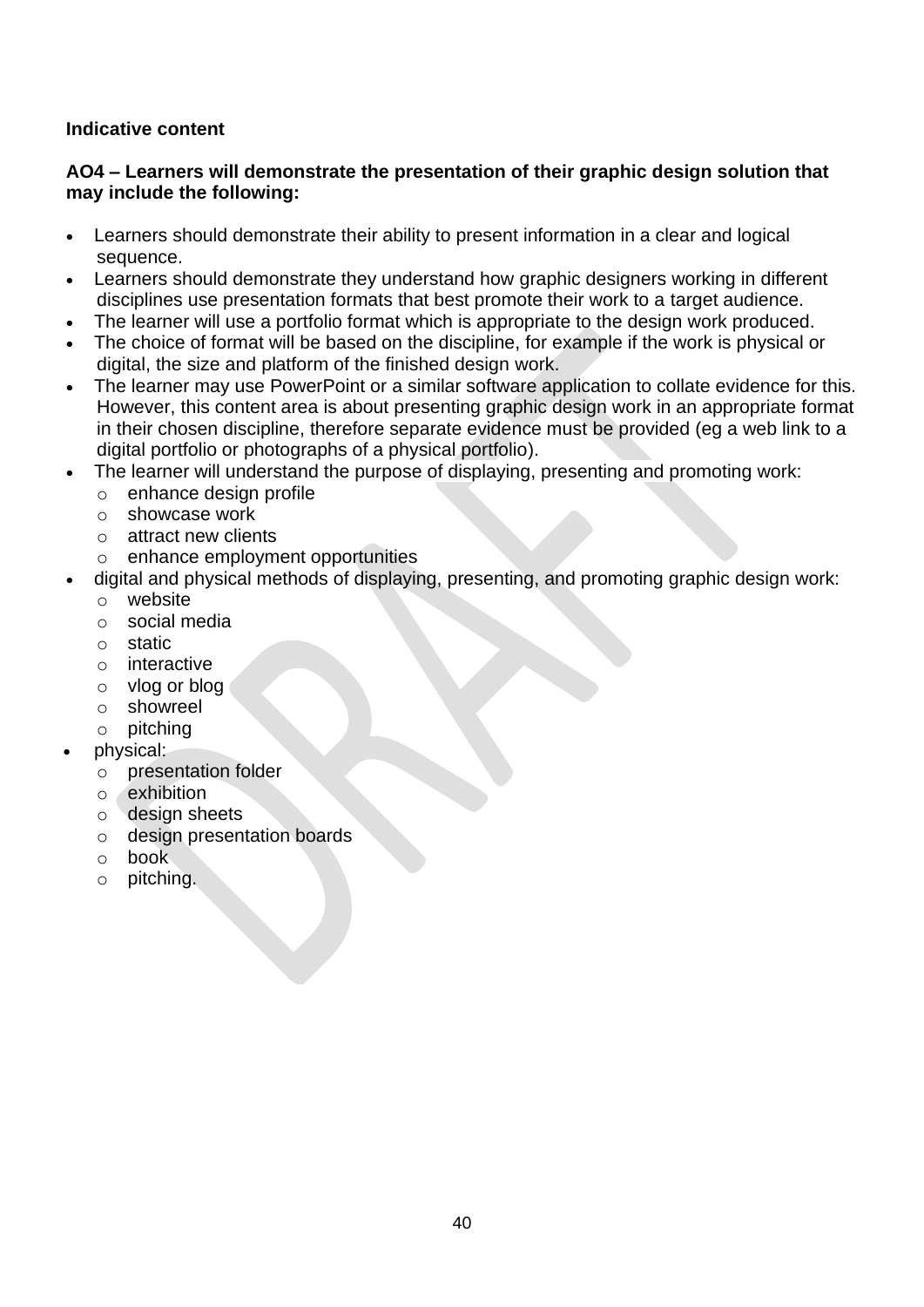**Indicative content**

**AO4 – Learners will demonstrate the presentation of their graphic design solution that may include the following:**

- Learners should demonstrate their ability to present information in a clear and logical sequence.
- Learners should demonstrate they understand how graphic designers working in different disciplines use presentation formats that best promote their work to a target audience.
- The learner will use a portfolio format which is appropriate to the design work produced.
- The choice of format will be based on the discipline, for example if the work is physical or digital, the size and platform of the finished design work.
- The learner may use PowerPoint or a similar software application to collate evidence for this. However, this content area is about presenting graphic design work in an appropriate format in their chosen discipline, therefore separate evidence must be provided (eg a web link to a digital portfolio or photographs of a physical portfolio).
- The learner will understand the purpose of displaying, presenting and promoting work:
  - enhance design profile
  - showcase work
  - attract new clients
  - enhance employment opportunities
- digital and physical methods of displaying, presenting, and promoting graphic design work:
  - website
  - social media
  - static
  - interactive
  - vlog or blog
  - showreel
  - pitching
- physical:
  - presentation folder
  - exhibition
  - design sheets
  - design presentation boards
  - book
  - pitching.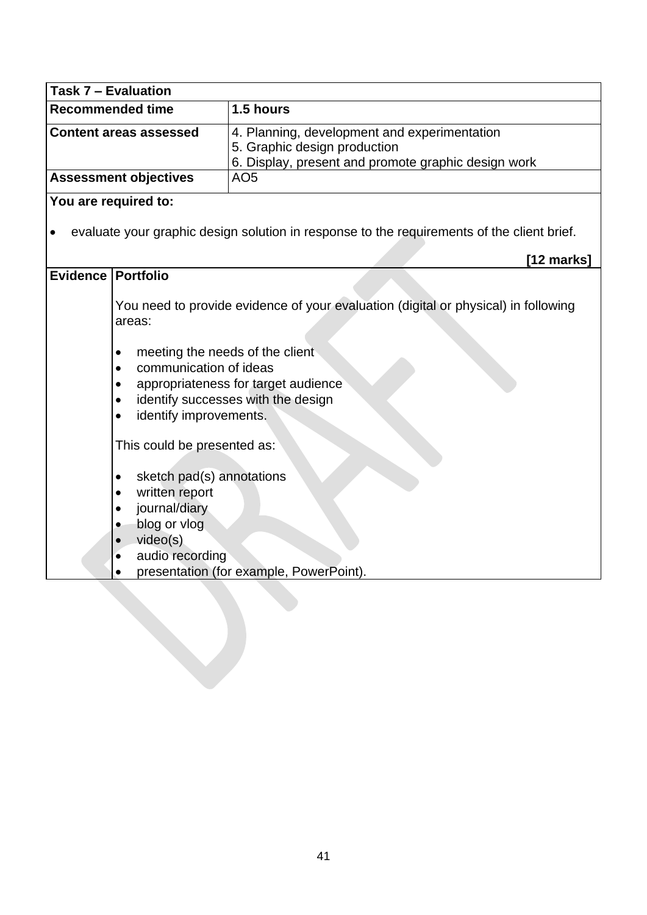| Task 7 – Evaluation | |
|---|---|
| **Recommended time** | **1.5 hours** |
| **Content areas assessed** | 4. Planning, development and experimentation<br>5. Graphic design production<br>6. Display, present and promote graphic design work |
| **Assessment objectives** | AO5 |

**You are required to:**

- evaluate your graphic design solution in response to the requirements of the client brief.

**[12 marks]**

| **Evidence** | **Portfolio** |
|---|---|
| | You need to provide evidence of your evaluation (digital or physical) in following areas:<br><br>• meeting the needs of the client<br>• communication of ideas<br>• appropriateness for target audience<br>• identify successes with the design<br>• identify improvements.<br><br>This could be presented as:<br><br>• sketch pad(s) annotations<br>• written report<br>• journal/diary<br>• blog or vlog<br>• video(s)<br>• audio recording<br>• presentation (for example, PowerPoint). |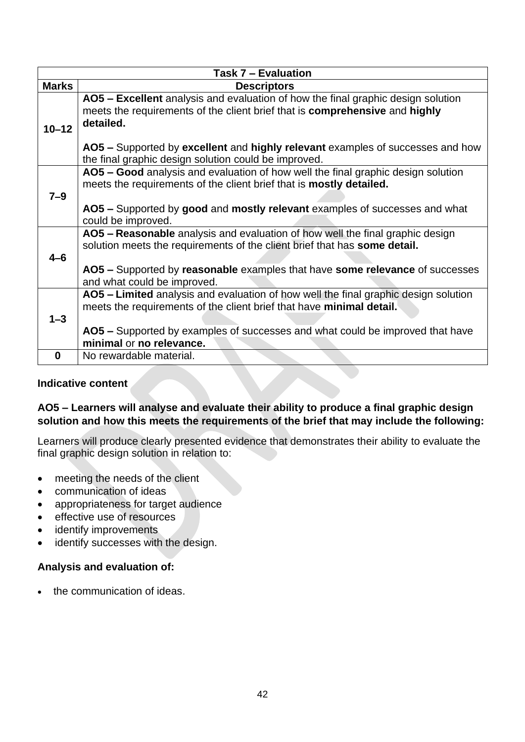| Task 7 – Evaluation | |
|---|---|
| **Marks** | **Descriptors** |
| **10–12** | **AO5 – Excellent** analysis and evaluation of how the final graphic design solution meets the requirements of the client brief that is **comprehensive** and **highly detailed.**<br><br>**AO5 –** Supported by **excellent** and **highly relevant** examples of successes and how the final graphic design solution could be improved. |
| **7–9** | **AO5 – Good** analysis and evaluation of how well the final graphic design solution meets the requirements of the client brief that is **mostly detailed.**<br><br>**AO5 –** Supported by **good** and **mostly relevant** examples of successes and what could be improved. |
| **4–6** | **AO5 – Reasonable** analysis and evaluation of how well the final graphic design solution meets the requirements of the client brief that has **some detail.**<br><br>**AO5 –** Supported by **reasonable** examples that have **some relevance** of successes and what could be improved. |
| **1–3** | **AO5 – Limited** analysis and evaluation of how well the final graphic design solution meets the requirements of the client brief that have **minimal detail.**<br><br>**AO5 –** Supported by examples of successes and what could be improved that have **minimal** or **no relevance.** |
| **0** | No rewardable material. |

**Indicative content**

**AO5 – Learners will analyse and evaluate their ability to produce a final graphic design solution and how this meets the requirements of the brief that may include the following:**

Learners will produce clearly presented evidence that demonstrates their ability to evaluate the final graphic design solution in relation to:

- meeting the needs of the client
- communication of ideas
- appropriateness for target audience
- effective use of resources
- identify improvements
- identify successes with the design.

**Analysis and evaluation of:**

- the communication of ideas.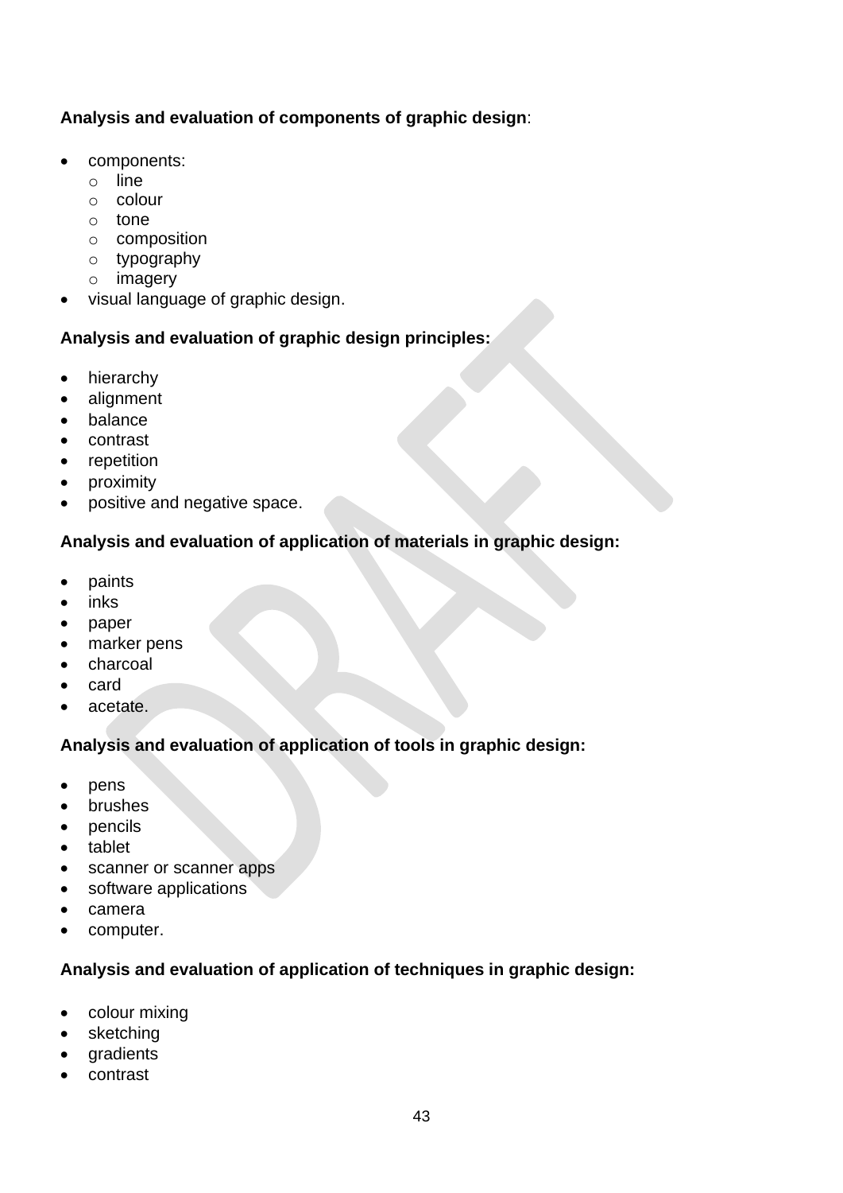**Analysis and evaluation of components of graphic design**:

- components:
  - line
  - colour
  - tone
  - composition
  - typography
  - imagery
- visual language of graphic design.

**Analysis and evaluation of graphic design principles:**

- hierarchy
- alignment
- balance
- contrast
- repetition
- proximity
- positive and negative space.

**Analysis and evaluation of application of materials in graphic design:**

- paints
- inks
- paper
- marker pens
- charcoal
- card
- acetate.

**Analysis and evaluation of application of tools in graphic design:**

- pens
- brushes
- pencils
- tablet
- scanner or scanner apps
- software applications
- camera
- computer.

**Analysis and evaluation of application of techniques in graphic design:**

- colour mixing
- sketching
- gradients
- contrast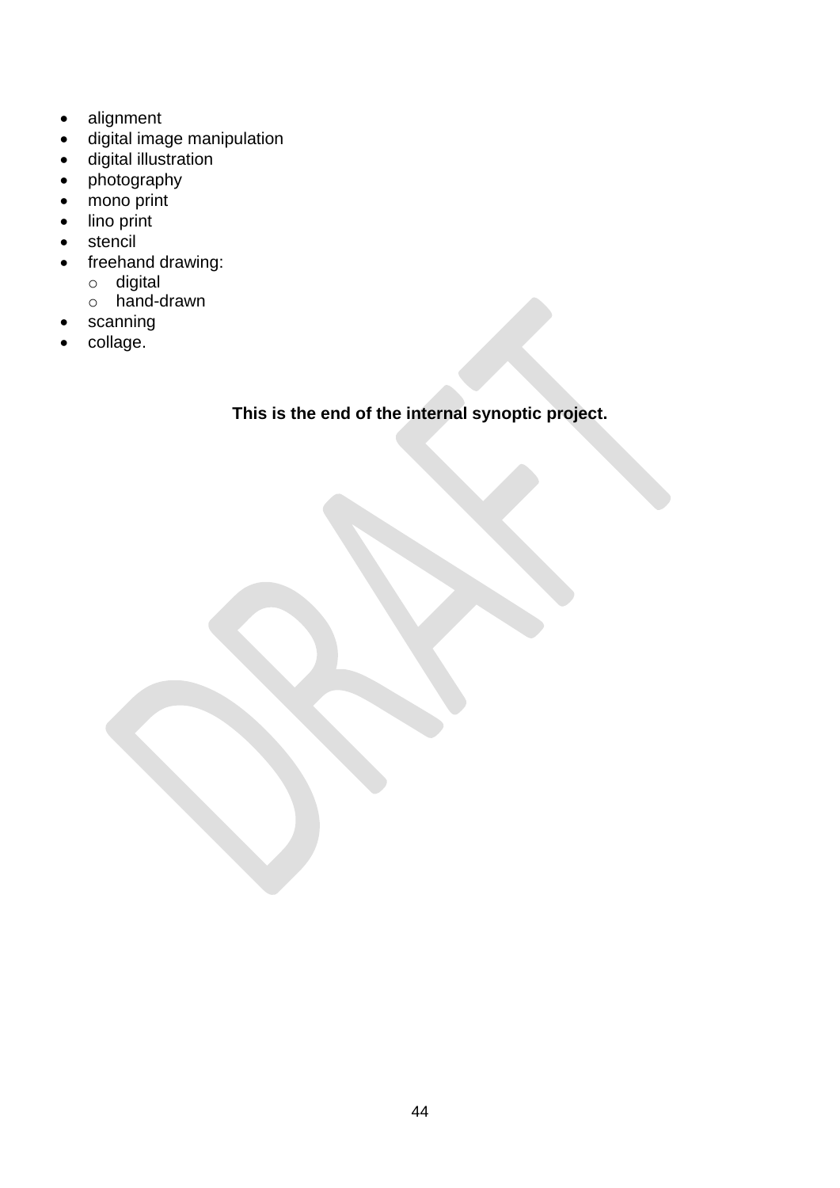- alignment
- digital image manipulation
- digital illustration
- photography
- mono print
- lino print
- stencil
- freehand drawing:
  - digital
  - hand-drawn
- scanning
- collage.

**This is the end of the internal synoptic project.**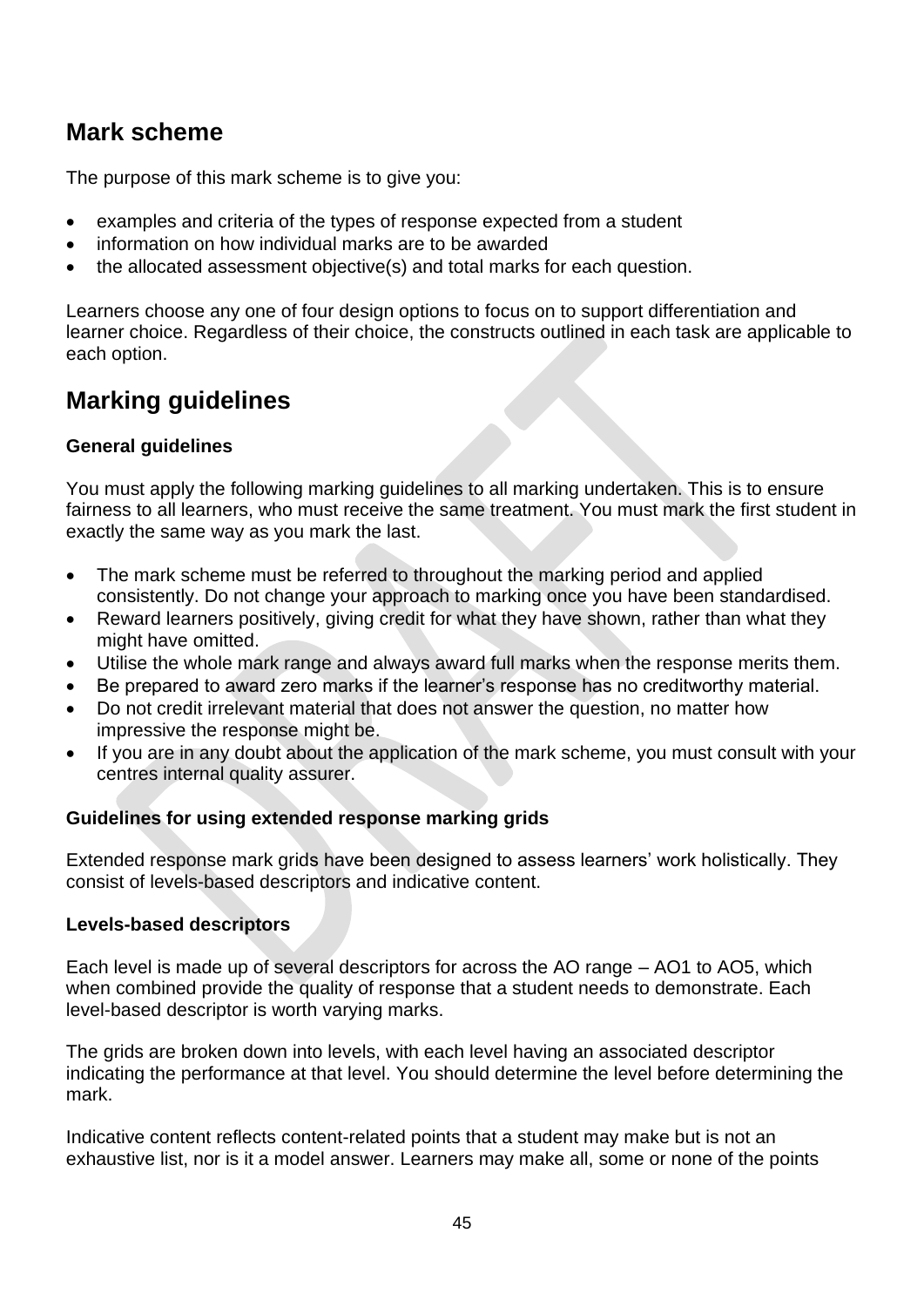## Mark scheme

The purpose of this mark scheme is to give you:

- examples and criteria of the types of response expected from a student
- information on how individual marks are to be awarded
- the allocated assessment objective(s) and total marks for each question.

Learners choose any one of four design options to focus on to support differentiation and learner choice. Regardless of their choice, the constructs outlined in each task are applicable to each option.

## Marking guidelines

**General guidelines**

You must apply the following marking guidelines to all marking undertaken. This is to ensure fairness to all learners, who must receive the same treatment. You must mark the first student in exactly the same way as you mark the last.

- The mark scheme must be referred to throughout the marking period and applied consistently. Do not change your approach to marking once you have been standardised.
- Reward learners positively, giving credit for what they have shown, rather than what they might have omitted.
- Utilise the whole mark range and always award full marks when the response merits them.
- Be prepared to award zero marks if the learner's response has no creditworthy material.
- Do not credit irrelevant material that does not answer the question, no matter how impressive the response might be.
- If you are in any doubt about the application of the mark scheme, you must consult with your centres internal quality assurer.

**Guidelines for using extended response marking grids**

Extended response mark grids have been designed to assess learners' work holistically. They consist of levels-based descriptors and indicative content.

**Levels-based descriptors**

Each level is made up of several descriptors for across the AO range – AO1 to AO5, which when combined provide the quality of response that a student needs to demonstrate. Each level-based descriptor is worth varying marks.

The grids are broken down into levels, with each level having an associated descriptor indicating the performance at that level. You should determine the level before determining the mark.

Indicative content reflects content-related points that a student may make but is not an exhaustive list, nor is it a model answer. Learners may make all, some or none of the points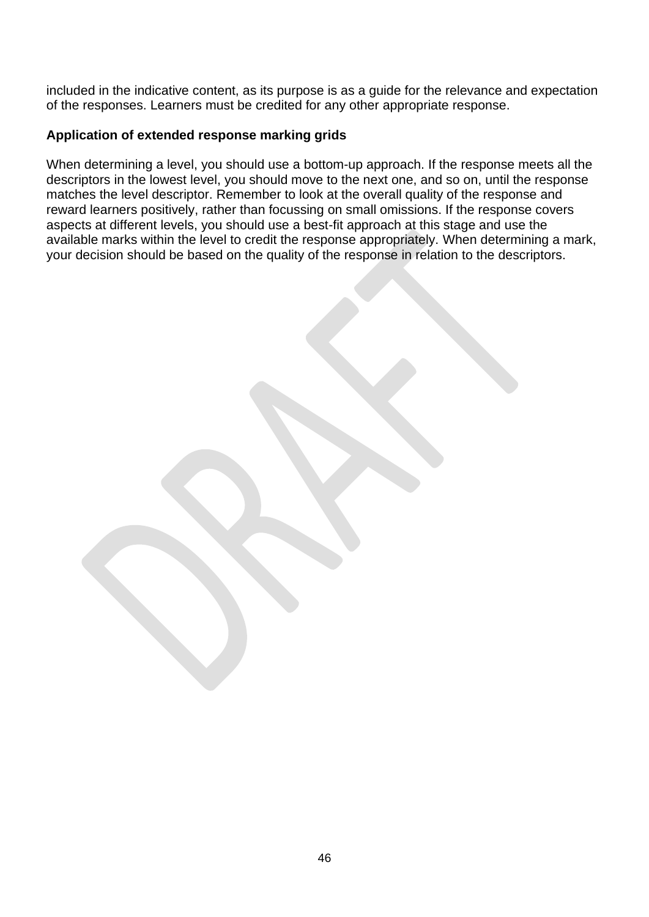included in the indicative content, as its purpose is as a guide for the relevance and expectation of the responses. Learners must be credited for any other appropriate response.

**Application of extended response marking grids**

When determining a level, you should use a bottom-up approach. If the response meets all the descriptors in the lowest level, you should move to the next one, and so on, until the response matches the level descriptor. Remember to look at the overall quality of the response and reward learners positively, rather than focussing on small omissions. If the response covers aspects at different levels, you should use a best-fit approach at this stage and use the available marks within the level to credit the response appropriately. When determining a mark, your decision should be based on the quality of the response in relation to the descriptors.